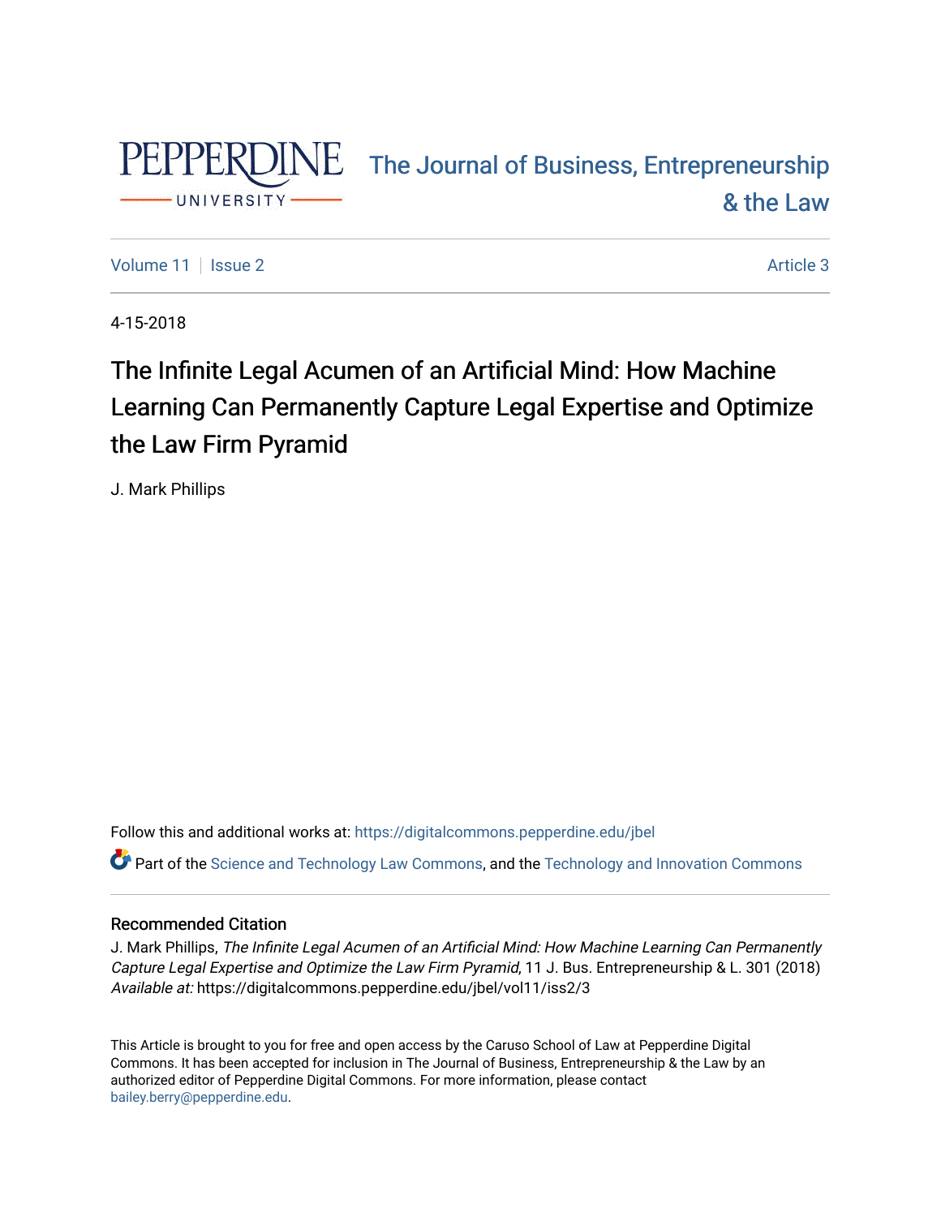PEPPERDINE UNIVERSITY

The Journal of Business, Entrepreneurship & the Law

Volume 11 | Issue 2 — Article 3

4-15-2018

# The Infinite Legal Acumen of an Artificial Mind: How Machine Learning Can Permanently Capture Legal Expertise and Optimize the Law Firm Pyramid

J. Mark Phillips

Follow this and additional works at: https://digitalcommons.pepperdine.edu/jbel

Part of the Science and Technology Law Commons, and the Technology and Innovation Commons

## Recommended Citation

J. Mark Phillips, *The Infinite Legal Acumen of an Artificial Mind: How Machine Learning Can Permanently Capture Legal Expertise and Optimize the Law Firm Pyramid*, 11 J. Bus. Entrepreneurship & L. 301 (2018)
*Available at:* https://digitalcommons.pepperdine.edu/jbel/vol11/iss2/3

This Article is brought to you for free and open access by the Caruso School of Law at Pepperdine Digital Commons. It has been accepted for inclusion in The Journal of Business, Entrepreneurship & the Law by an authorized editor of Pepperdine Digital Commons. For more information, please contact bailey.berry@pepperdine.edu.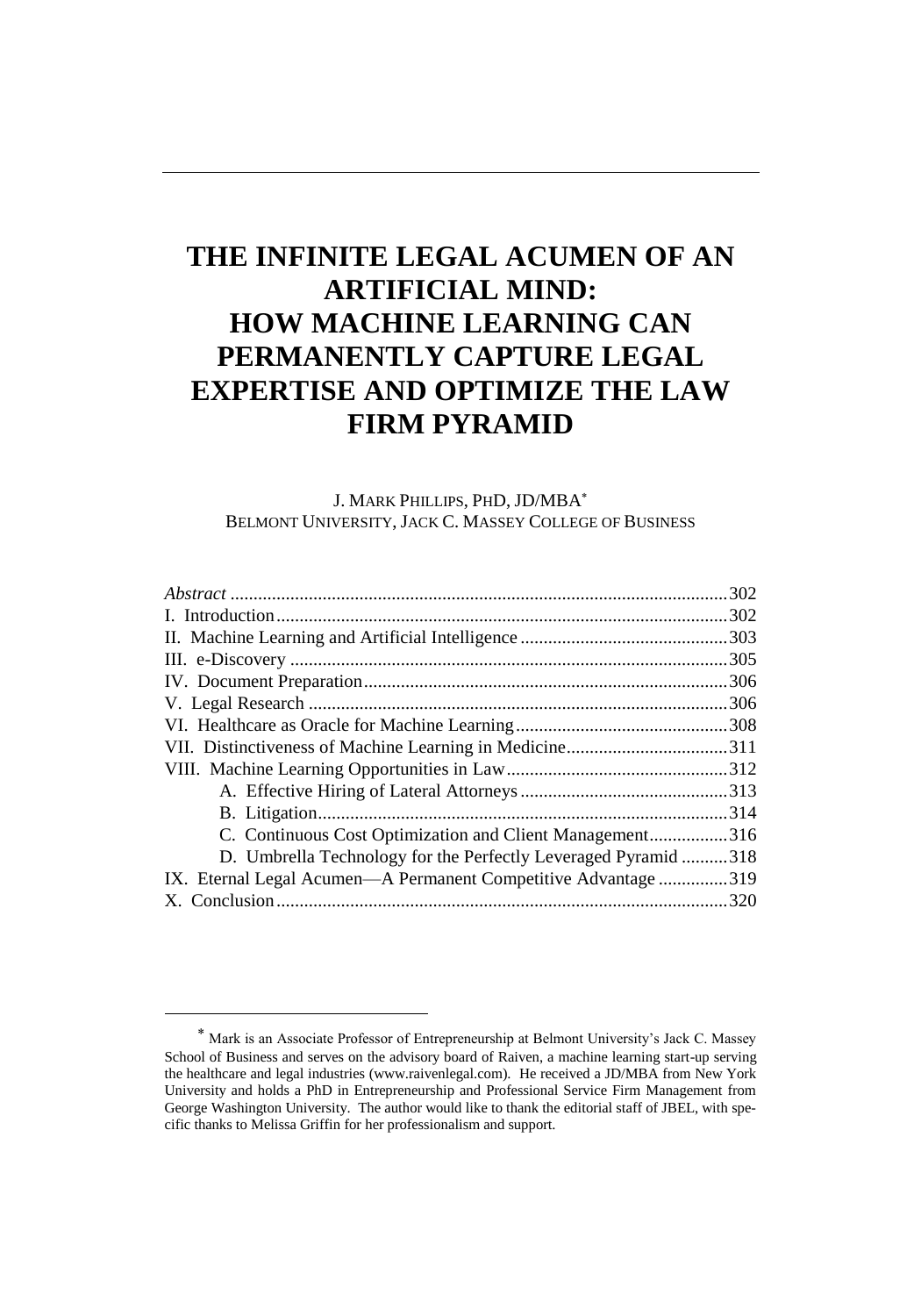# THE INFINITE LEGAL ACUMEN OF AN ARTIFICIAL MIND: HOW MACHINE LEARNING CAN PERMANENTLY CAPTURE LEGAL EXPERTISE AND OPTIMIZE THE LAW FIRM PYRAMID

J. MARK PHILLIPS, PHD, JD/MBA*
BELMONT UNIVERSITY, JACK C. MASSEY COLLEGE OF BUSINESS

| | |
|---|---|
| *Abstract* | 302 |
| I. Introduction | 302 |
| II. Machine Learning and Artificial Intelligence | 303 |
| III. e-Discovery | 305 |
| IV. Document Preparation | 306 |
| V. Legal Research | 306 |
| VI. Healthcare as Oracle for Machine Learning | 308 |
| VII. Distinctiveness of Machine Learning in Medicine | 311 |
| VIII. Machine Learning Opportunities in Law | 312 |
| A. Effective Hiring of Lateral Attorneys | 313 |
| B. Litigation | 314 |
| C. Continuous Cost Optimization and Client Management | 316 |
| D. Umbrella Technology for the Perfectly Leveraged Pyramid | 318 |
| IX. Eternal Legal Acumen—A Permanent Competitive Advantage | 319 |
| X. Conclusion | 320 |

\* Mark is an Associate Professor of Entrepreneurship at Belmont University's Jack C. Massey School of Business and serves on the advisory board of Raiven, a machine learning start-up serving the healthcare and legal industries (www.raivenlegal.com). He received a JD/MBA from New York University and holds a PhD in Entrepreneurship and Professional Service Firm Management from George Washington University. The author would like to thank the editorial staff of JBEL, with specific thanks to Melissa Griffin for her professionalism and support.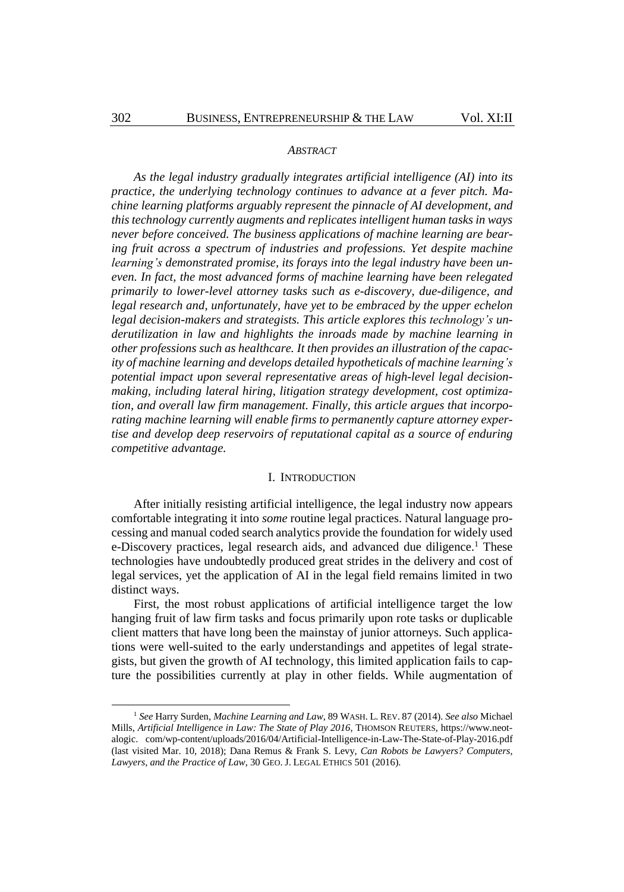*ABSTRACT*

*As the legal industry gradually integrates artificial intelligence (AI) into its practice, the underlying technology continues to advance at a fever pitch. Machine learning platforms arguably represent the pinnacle of AI development, and this technology currently augments and replicates intelligent human tasks in ways never before conceived. The business applications of machine learning are bearing fruit across a spectrum of industries and professions. Yet despite machine learning's demonstrated promise, its forays into the legal industry have been uneven. In fact, the most advanced forms of machine learning have been relegated primarily to lower-level attorney tasks such as e-discovery, due-diligence, and legal research and, unfortunately, have yet to be embraced by the upper echelon legal decision-makers and strategists. This article explores this technology's underutilization in law and highlights the inroads made by machine learning in other professions such as healthcare. It then provides an illustration of the capacity of machine learning and develops detailed hypotheticals of machine learning's potential impact upon several representative areas of high-level legal decision-making, including lateral hiring, litigation strategy development, cost optimization, and overall law firm management. Finally, this article argues that incorporating machine learning will enable firms to permanently capture attorney expertise and develop deep reservoirs of reputational capital as a source of enduring competitive advantage.*

## I. INTRODUCTION

After initially resisting artificial intelligence, the legal industry now appears comfortable integrating it into *some* routine legal practices. Natural language processing and manual coded search analytics provide the foundation for widely used e-Discovery practices, legal research aids, and advanced due diligence.[1] These technologies have undoubtedly produced great strides in the delivery and cost of legal services, yet the application of AI in the legal field remains limited in two distinct ways.

First, the most robust applications of artificial intelligence target the low hanging fruit of law firm tasks and focus primarily upon rote tasks or duplicable client matters that have long been the mainstay of junior attorneys. Such applications were well-suited to the early understandings and appetites of legal strategists, but given the growth of AI technology, this limited application fails to capture the possibilities currently at play in other fields. While augmentation of

[1] *See* Harry Surden, *Machine Learning and Law*, 89 WASH. L. REV. 87 (2014). *See also* Michael Mills, *Artificial Intelligence in Law: The State of Play 2016*, THOMSON REUTERS, https://www.neotalogic. com/wp-content/uploads/2016/04/Artificial-Intelligence-in-Law-The-State-of-Play-2016.pdf (last visited Mar. 10, 2018); Dana Remus & Frank S. Levy, *Can Robots be Lawyers? Computers, Lawyers, and the Practice of Law*, 30 GEO. J. LEGAL ETHICS 501 (2016).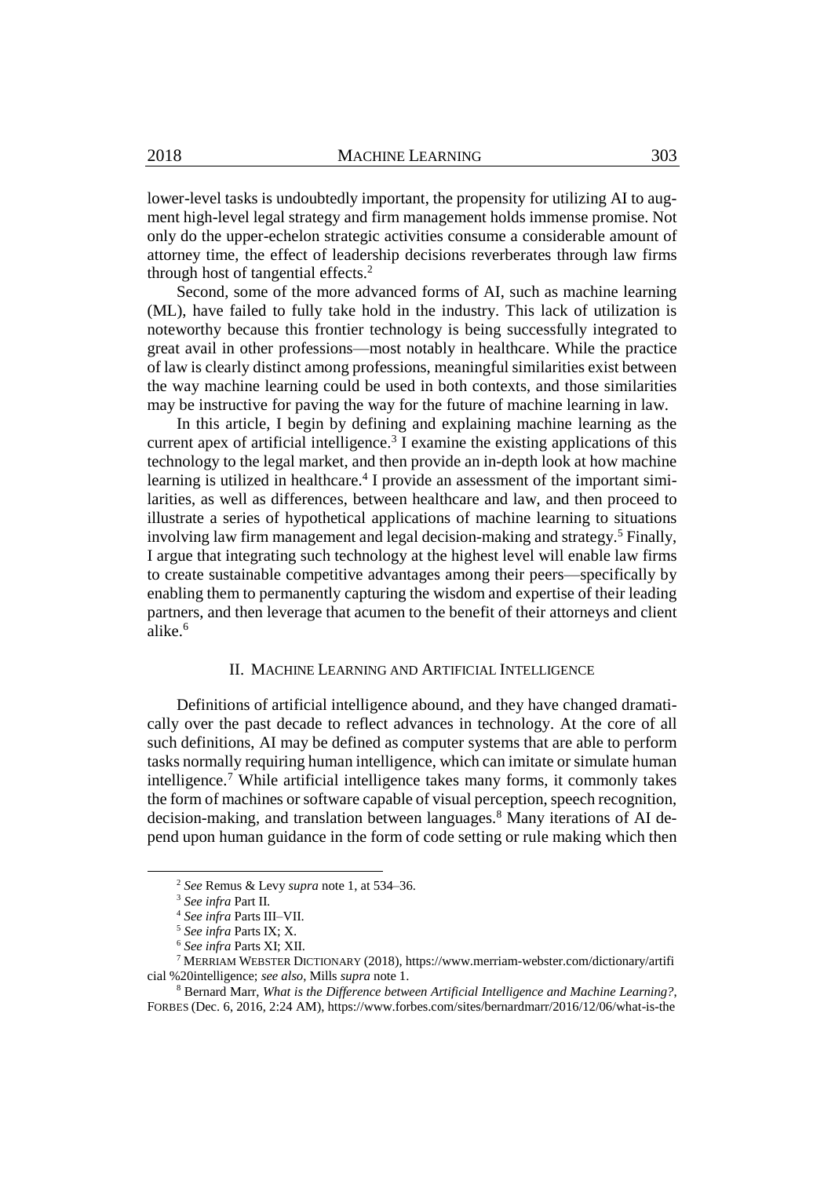lower-level tasks is undoubtedly important, the propensity for utilizing AI to augment high-level legal strategy and firm management holds immense promise. Not only do the upper-echelon strategic activities consume a considerable amount of attorney time, the effect of leadership decisions reverberates through law firms through host of tangential effects.[2]

Second, some of the more advanced forms of AI, such as machine learning (ML), have failed to fully take hold in the industry. This lack of utilization is noteworthy because this frontier technology is being successfully integrated to great avail in other professions—most notably in healthcare. While the practice of law is clearly distinct among professions, meaningful similarities exist between the way machine learning could be used in both contexts, and those similarities may be instructive for paving the way for the future of machine learning in law.

In this article, I begin by defining and explaining machine learning as the current apex of artificial intelligence.[3] I examine the existing applications of this technology to the legal market, and then provide an in-depth look at how machine learning is utilized in healthcare.[4] I provide an assessment of the important similarities, as well as differences, between healthcare and law, and then proceed to illustrate a series of hypothetical applications of machine learning to situations involving law firm management and legal decision-making and strategy.[5] Finally, I argue that integrating such technology at the highest level will enable law firms to create sustainable competitive advantages among their peers—specifically by enabling them to permanently capturing the wisdom and expertise of their leading partners, and then leverage that acumen to the benefit of their attorneys and client alike.[6]

## II. MACHINE LEARNING AND ARTIFICIAL INTELLIGENCE

Definitions of artificial intelligence abound, and they have changed dramatically over the past decade to reflect advances in technology. At the core of all such definitions, AI may be defined as computer systems that are able to perform tasks normally requiring human intelligence, which can imitate or simulate human intelligence.[7] While artificial intelligence takes many forms, it commonly takes the form of machines or software capable of visual perception, speech recognition, decision-making, and translation between languages.[8] Many iterations of AI depend upon human guidance in the form of code setting or rule making which then

---

[2] *See* Remus & Levy *supra* note 1, at 534–36.

[3] *See infra* Part II.

[4] *See infra* Parts III–VII.

[5] *See infra* Parts IX; X.

[6] *See infra* Parts XI; XII.

[7] MERRIAM WEBSTER DICTIONARY (2018), https://www.merriam-webster.com/dictionary/artificial%20intelligence; *see also*, Mills *supra* note 1.

[8] Bernard Marr, *What is the Difference between Artificial Intelligence and Machine Learning?*, FORBES (Dec. 6, 2016, 2:24 AM), https://www.forbes.com/sites/bernardmarr/2016/12/06/what-is-the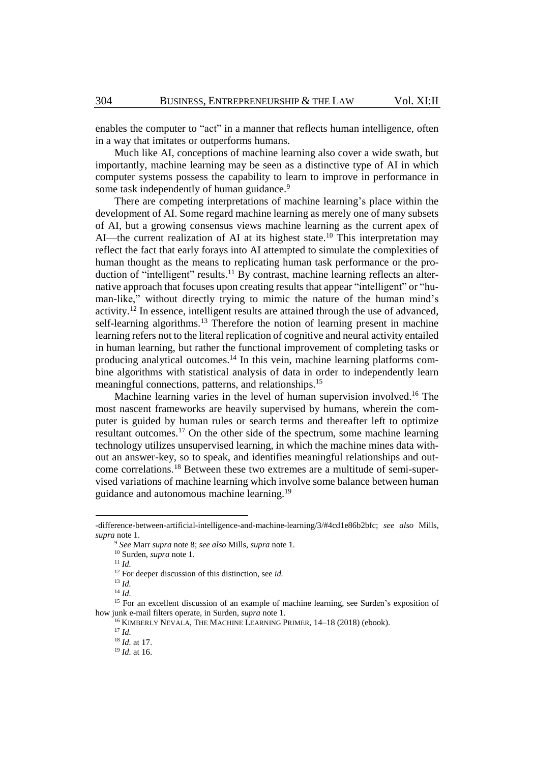enables the computer to "act" in a manner that reflects human intelligence, often in a way that imitates or outperforms humans.

Much like AI, conceptions of machine learning also cover a wide swath, but importantly, machine learning may be seen as a distinctive type of AI in which computer systems possess the capability to learn to improve in performance in some task independently of human guidance.[9]

There are competing interpretations of machine learning's place within the development of AI. Some regard machine learning as merely one of many subsets of AI, but a growing consensus views machine learning as the current apex of AI—the current realization of AI at its highest state.[10] This interpretation may reflect the fact that early forays into AI attempted to simulate the complexities of human thought as the means to replicating human task performance or the production of "intelligent" results.[11] By contrast, machine learning reflects an alternative approach that focuses upon creating results that appear "intelligent" or "human-like," without directly trying to mimic the nature of the human mind's activity.[12] In essence, intelligent results are attained through the use of advanced, self-learning algorithms.[13] Therefore the notion of learning present in machine learning refers not to the literal replication of cognitive and neural activity entailed in human learning, but rather the functional improvement of completing tasks or producing analytical outcomes.[14] In this vein, machine learning platforms combine algorithms with statistical analysis of data in order to independently learn meaningful connections, patterns, and relationships.[15]

Machine learning varies in the level of human supervision involved.[16] The most nascent frameworks are heavily supervised by humans, wherein the computer is guided by human rules or search terms and thereafter left to optimize resultant outcomes.[17] On the other side of the spectrum, some machine learning technology utilizes unsupervised learning, in which the machine mines data without an answer-key, so to speak, and identifies meaningful relationships and outcome correlations.[18] Between these two extremes are a multitude of semi-supervised variations of machine learning which involve some balance between human guidance and autonomous machine learning.[19]

---

-difference-between-artificial-intelligence-and-machine-learning/3/#4cd1e86b2bfc; *see also* Mills, *supra* note 1.

[9] *See* Marr *supra* note 8; *see also* Mills, *supra* note 1.

[10] Surden, *supra* note 1.

[11] *Id.*

[12] For deeper discussion of this distinction, see *id.*

[13] *Id.*

[14] *Id.*

[15] For an excellent discussion of an example of machine learning, see Surden's exposition of how junk e-mail filters operate, in Surden, *supra* note 1.

[16] KIMBERLY NEVALA, THE MACHINE LEARNING PRIMER, 14–18 (2018) (ebook).

[17] *Id.*

[18] *Id.* at 17.

[19] *Id.* at 16.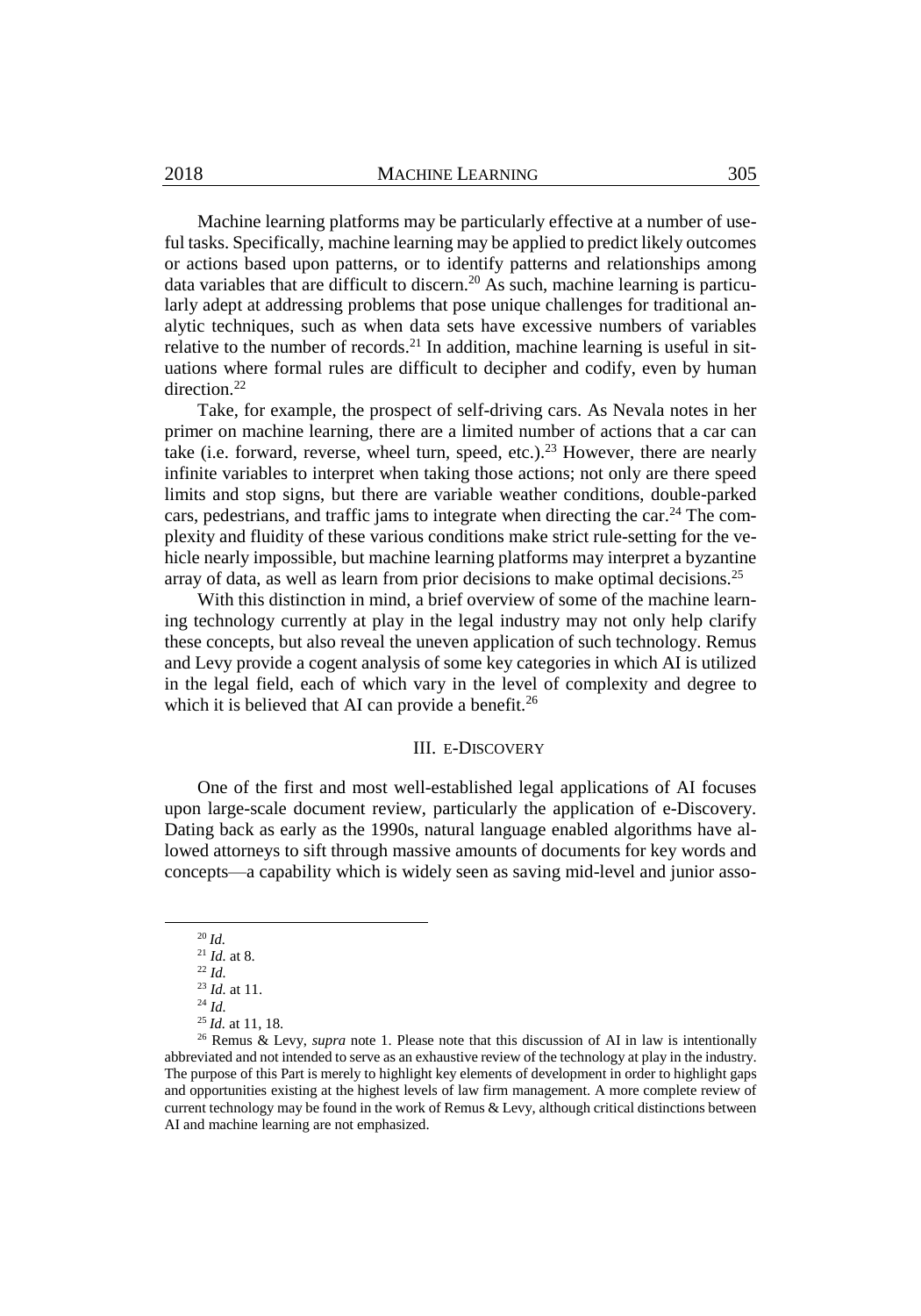Machine learning platforms may be particularly effective at a number of useful tasks. Specifically, machine learning may be applied to predict likely outcomes or actions based upon patterns, or to identify patterns and relationships among data variables that are difficult to discern.[20] As such, machine learning is particularly adept at addressing problems that pose unique challenges for traditional analytic techniques, such as when data sets have excessive numbers of variables relative to the number of records.[21] In addition, machine learning is useful in situations where formal rules are difficult to decipher and codify, even by human direction.[22]

Take, for example, the prospect of self-driving cars. As Nevala notes in her primer on machine learning, there are a limited number of actions that a car can take (i.e. forward, reverse, wheel turn, speed, etc.).[23] However, there are nearly infinite variables to interpret when taking those actions; not only are there speed limits and stop signs, but there are variable weather conditions, double-parked cars, pedestrians, and traffic jams to integrate when directing the car.[24] The complexity and fluidity of these various conditions make strict rule-setting for the vehicle nearly impossible, but machine learning platforms may interpret a byzantine array of data, as well as learn from prior decisions to make optimal decisions.[25]

With this distinction in mind, a brief overview of some of the machine learning technology currently at play in the legal industry may not only help clarify these concepts, but also reveal the uneven application of such technology. Remus and Levy provide a cogent analysis of some key categories in which AI is utilized in the legal field, each of which vary in the level of complexity and degree to which it is believed that AI can provide a benefit.[26]

## III. E-DISCOVERY

One of the first and most well-established legal applications of AI focuses upon large-scale document review, particularly the application of e-Discovery. Dating back as early as the 1990s, natural language enabled algorithms have allowed attorneys to sift through massive amounts of documents for key words and concepts—a capability which is widely seen as saving mid-level and junior asso-

---

[20] *Id.*

[21] *Id.* at 8.

[22] *Id.*

[23] *Id.* at 11.

[24] *Id.*

[25] *Id.* at 11, 18.

[26] Remus & Levy, *supra* note 1. Please note that this discussion of AI in law is intentionally abbreviated and not intended to serve as an exhaustive review of the technology at play in the industry. The purpose of this Part is merely to highlight key elements of development in order to highlight gaps and opportunities existing at the highest levels of law firm management. A more complete review of current technology may be found in the work of Remus & Levy, although critical distinctions between AI and machine learning are not emphasized.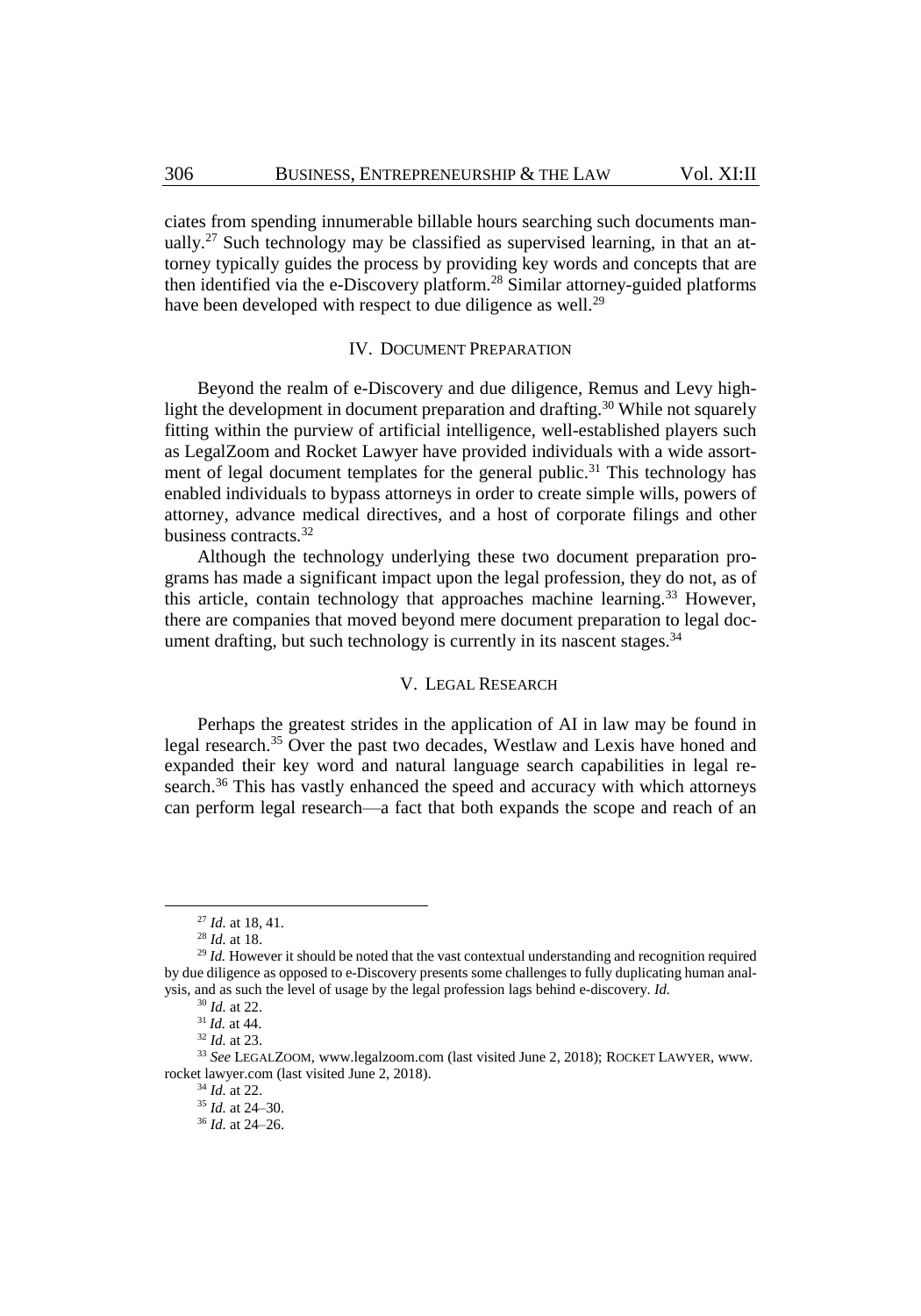ciates from spending innumerable billable hours searching such documents manually.[27] Such technology may be classified as supervised learning, in that an attorney typically guides the process by providing key words and concepts that are then identified via the e-Discovery platform.[28] Similar attorney-guided platforms have been developed with respect to due diligence as well.[29]

## IV. Document Preparation

Beyond the realm of e-Discovery and due diligence, Remus and Levy highlight the development in document preparation and drafting.[30] While not squarely fitting within the purview of artificial intelligence, well-established players such as LegalZoom and Rocket Lawyer have provided individuals with a wide assortment of legal document templates for the general public.[31] This technology has enabled individuals to bypass attorneys in order to create simple wills, powers of attorney, advance medical directives, and a host of corporate filings and other business contracts.[32]

Although the technology underlying these two document preparation programs has made a significant impact upon the legal profession, they do not, as of this article, contain technology that approaches machine learning.[33] However, there are companies that moved beyond mere document preparation to legal document drafting, but such technology is currently in its nascent stages.[34]

## V. Legal Research

Perhaps the greatest strides in the application of AI in law may be found in legal research.[35] Over the past two decades, Westlaw and Lexis have honed and expanded their key word and natural language search capabilities in legal research.[36] This has vastly enhanced the speed and accuracy with which attorneys can perform legal research—a fact that both expands the scope and reach of an

---

[27] *Id.* at 18, 41.

[28] *Id.* at 18.

[29] *Id.* However it should be noted that the vast contextual understanding and recognition required by due diligence as opposed to e-Discovery presents some challenges to fully duplicating human analysis, and as such the level of usage by the legal profession lags behind e-discovery. *Id.*

[30] *Id.* at 22.

[31] *Id.* at 44.

[32] *Id.* at 23.

[33] *See* LegalZoom, www.legalzoom.com (last visited June 2, 2018); Rocket Lawyer, www.rocket lawyer.com (last visited June 2, 2018).

[34] *Id.* at 22.

[35] *Id.* at 24–30.

[36] *Id.* at 24–26.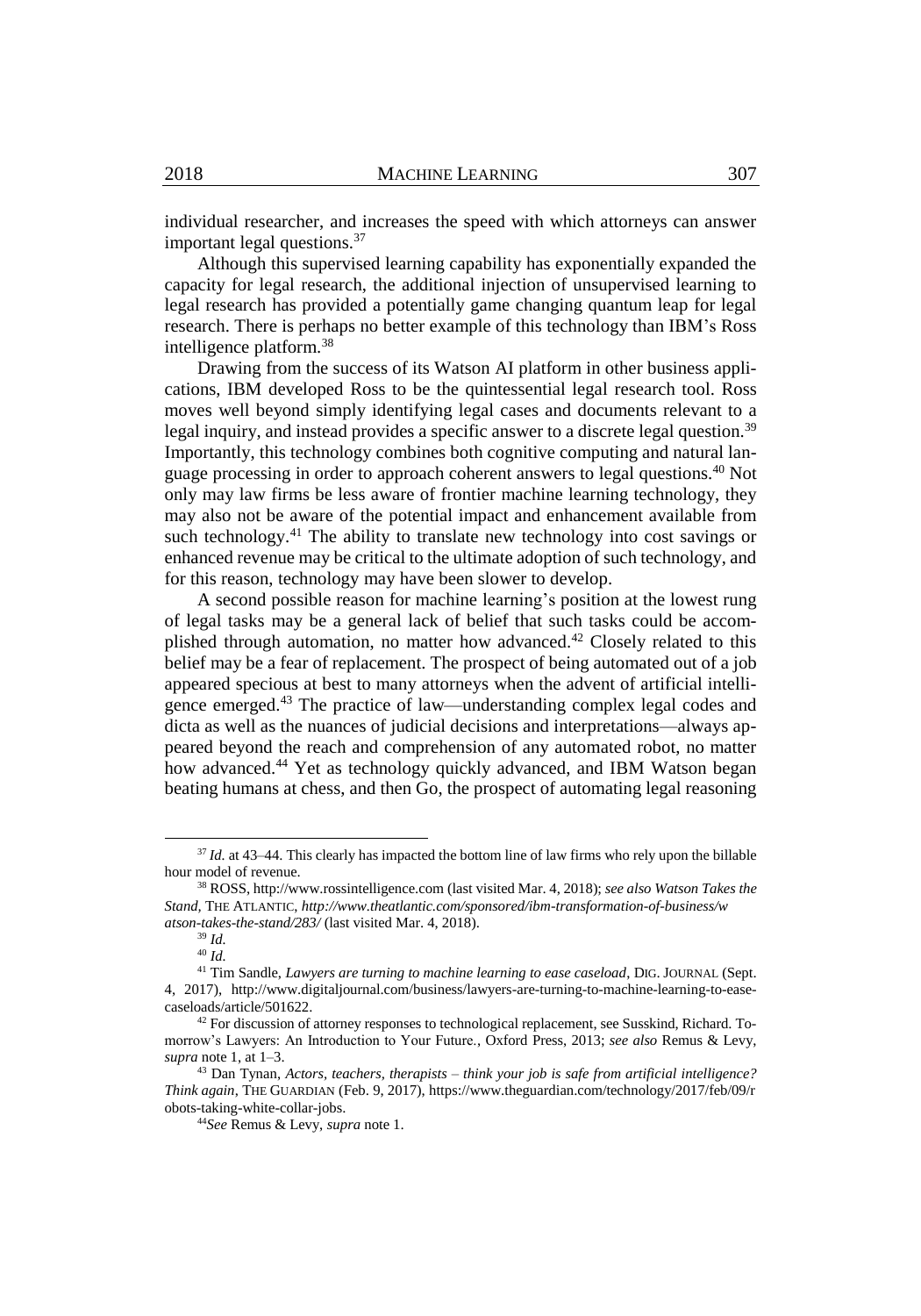individual researcher, and increases the speed with which attorneys can answer important legal questions.[37]

Although this supervised learning capability has exponentially expanded the capacity for legal research, the additional injection of unsupervised learning to legal research has provided a potentially game changing quantum leap for legal research. There is perhaps no better example of this technology than IBM's Ross intelligence platform.[38]

Drawing from the success of its Watson AI platform in other business applications, IBM developed Ross to be the quintessential legal research tool. Ross moves well beyond simply identifying legal cases and documents relevant to a legal inquiry, and instead provides a specific answer to a discrete legal question.[39] Importantly, this technology combines both cognitive computing and natural language processing in order to approach coherent answers to legal questions.[40] Not only may law firms be less aware of frontier machine learning technology, they may also not be aware of the potential impact and enhancement available from such technology.[41] The ability to translate new technology into cost savings or enhanced revenue may be critical to the ultimate adoption of such technology, and for this reason, technology may have been slower to develop.

A second possible reason for machine learning's position at the lowest rung of legal tasks may be a general lack of belief that such tasks could be accomplished through automation, no matter how advanced.[42] Closely related to this belief may be a fear of replacement. The prospect of being automated out of a job appeared specious at best to many attorneys when the advent of artificial intelligence emerged.[43] The practice of law—understanding complex legal codes and dicta as well as the nuances of judicial decisions and interpretations—always appeared beyond the reach and comprehension of any automated robot, no matter how advanced.[44] Yet as technology quickly advanced, and IBM Watson began beating humans at chess, and then Go, the prospect of automating legal reasoning

---

[37] *Id.* at 43–44. This clearly has impacted the bottom line of law firms who rely upon the billable hour model of revenue.

[38] ROSS, http://www.rossintelligence.com (last visited Mar. 4, 2018); *see also Watson Takes the Stand*, THE ATLANTIC, *http://www.theatlantic.com/sponsored/ibm-transformation-of-business/watson-takes-the-stand/283/* (last visited Mar. 4, 2018).

[39] *Id.*

[40] *Id.*

[41] Tim Sandle, *Lawyers are turning to machine learning to ease caseload*, DIG. JOURNAL (Sept. 4, 2017), http://www.digitaljournal.com/business/lawyers-are-turning-to-machine-learning-to-ease-caseloads/article/501622.

[42] For discussion of attorney responses to technological replacement, see Susskind, Richard. Tomorrow's Lawyers: An Introduction to Your Future., Oxford Press, 2013; *see also* Remus & Levy, *supra* note 1, at 1–3.

[43] Dan Tynan, *Actors, teachers, therapists – think your job is safe from artificial intelligence? Think again*, THE GUARDIAN (Feb. 9, 2017), https://www.theguardian.com/technology/2017/feb/09/robots-taking-white-collar-jobs.

[44] *See* Remus & Levy, *supra* note 1.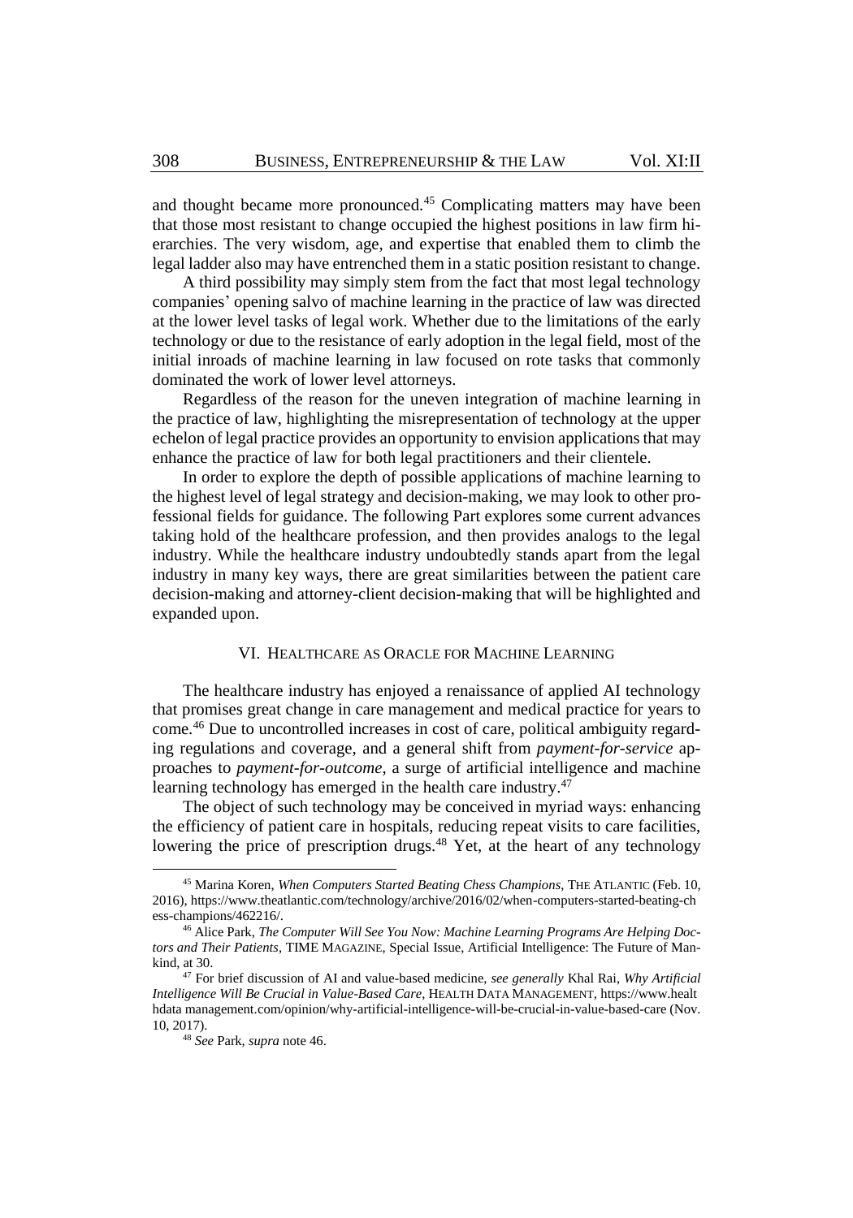and thought became more pronounced.[45] Complicating matters may have been that those most resistant to change occupied the highest positions in law firm hierarchies. The very wisdom, age, and expertise that enabled them to climb the legal ladder also may have entrenched them in a static position resistant to change.

A third possibility may simply stem from the fact that most legal technology companies' opening salvo of machine learning in the practice of law was directed at the lower level tasks of legal work. Whether due to the limitations of the early technology or due to the resistance of early adoption in the legal field, most of the initial inroads of machine learning in law focused on rote tasks that commonly dominated the work of lower level attorneys.

Regardless of the reason for the uneven integration of machine learning in the practice of law, highlighting the misrepresentation of technology at the upper echelon of legal practice provides an opportunity to envision applications that may enhance the practice of law for both legal practitioners and their clientele.

In order to explore the depth of possible applications of machine learning to the highest level of legal strategy and decision-making, we may look to other professional fields for guidance. The following Part explores some current advances taking hold of the healthcare profession, and then provides analogs to the legal industry. While the healthcare industry undoubtedly stands apart from the legal industry in many key ways, there are great similarities between the patient care decision-making and attorney-client decision-making that will be highlighted and expanded upon.

## VI. HEALTHCARE AS ORACLE FOR MACHINE LEARNING

The healthcare industry has enjoyed a renaissance of applied AI technology that promises great change in care management and medical practice for years to come.[46] Due to uncontrolled increases in cost of care, political ambiguity regarding regulations and coverage, and a general shift from *payment-for-service* approaches to *payment-for-outcome*, a surge of artificial intelligence and machine learning technology has emerged in the health care industry.[47]

The object of such technology may be conceived in myriad ways: enhancing the efficiency of patient care in hospitals, reducing repeat visits to care facilities, lowering the price of prescription drugs.[48] Yet, at the heart of any technology

---

[45] Marina Koren, *When Computers Started Beating Chess Champions*, THE ATLANTIC (Feb. 10, 2016), https://www.theatlantic.com/technology/archive/2016/02/when-computers-started-beating-chess-champions/462216/.

[46] Alice Park, *The Computer Will See You Now: Machine Learning Programs Are Helping Doctors and Their Patients*, TIME MAGAZINE, Special Issue, Artificial Intelligence: The Future of Mankind, at 30.

[47] For brief discussion of AI and value-based medicine, *see generally* Khal Rai, *Why Artificial Intelligence Will Be Crucial in Value-Based Care*, HEALTH DATA MANAGEMENT, https://www.healthdata management.com/opinion/why-artificial-intelligence-will-be-crucial-in-value-based-care (Nov. 10, 2017).

[48] *See* Park, *supra* note 46.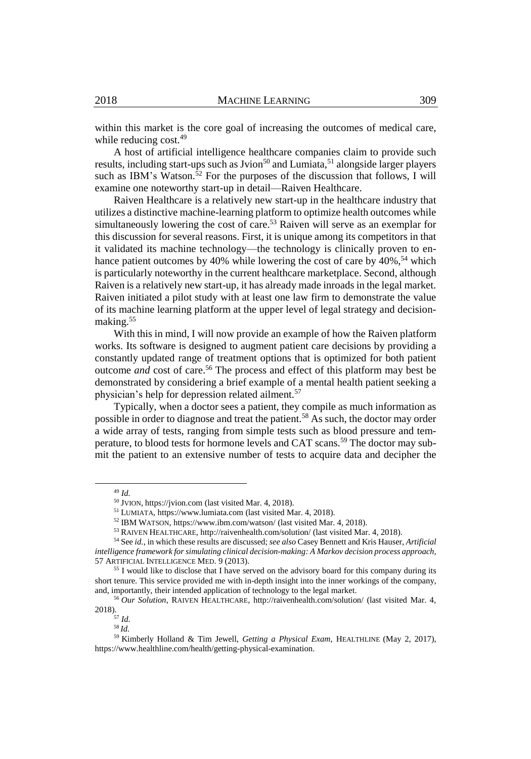within this market is the core goal of increasing the outcomes of medical care, while reducing cost.[49]

A host of artificial intelligence healthcare companies claim to provide such results, including start-ups such as Jvion[50] and Lumiata,[51] alongside larger players such as IBM's Watson.[52] For the purposes of the discussion that follows, I will examine one noteworthy start-up in detail—Raiven Healthcare.

Raiven Healthcare is a relatively new start-up in the healthcare industry that utilizes a distinctive machine-learning platform to optimize health outcomes while simultaneously lowering the cost of care.[53] Raiven will serve as an exemplar for this discussion for several reasons. First, it is unique among its competitors in that it validated its machine technology—the technology is clinically proven to enhance patient outcomes by 40% while lowering the cost of care by 40%,[54] which is particularly noteworthy in the current healthcare marketplace. Second, although Raiven is a relatively new start-up, it has already made inroads in the legal market. Raiven initiated a pilot study with at least one law firm to demonstrate the value of its machine learning platform at the upper level of legal strategy and decision-making.[55]

With this in mind, I will now provide an example of how the Raiven platform works. Its software is designed to augment patient care decisions by providing a constantly updated range of treatment options that is optimized for both patient outcome *and* cost of care.[56] The process and effect of this platform may best be demonstrated by considering a brief example of a mental health patient seeking a physician's help for depression related ailment.[57]

Typically, when a doctor sees a patient, they compile as much information as possible in order to diagnose and treat the patient.[58] As such, the doctor may order a wide array of tests, ranging from simple tests such as blood pressure and temperature, to blood tests for hormone levels and CAT scans.[59] The doctor may submit the patient to an extensive number of tests to acquire data and decipher the

---

[49] *Id.*

[50] JVION, https://jvion.com (last visited Mar. 4, 2018).

[51] LUMIATA, https://www.lumiata.com (last visited Mar. 4, 2018).

[52] IBM WATSON, https://www.ibm.com/watson/ (last visited Mar. 4, 2018).

[53] RAIVEN HEALTHCARE, http://raivenhealth.com/solution/ (last visited Mar. 4, 2018).

[54] See *id.*, in which these results are discussed; *see also* Casey Bennett and Kris Hauser, *Artificial intelligence framework for simulating clinical decision-making: A Markov decision process approach*, 57 ARTIFICIAL INTELLIGENCE MED. 9 (2013).

[55] I would like to disclose that I have served on the advisory board for this company during its short tenure. This service provided me with in-depth insight into the inner workings of the company, and, importantly, their intended application of technology to the legal market.

[56] *Our Solution*, RAIVEN HEALTHCARE, http://raivenhealth.com/solution/ (last visited Mar. 4, 2018).

[57] *Id.*

[58] *Id.*

[59] Kimberly Holland & Tim Jewell, *Getting a Physical Exam*, HEALTHLINE (May 2, 2017), https://www.healthline.com/health/getting-physical-examination.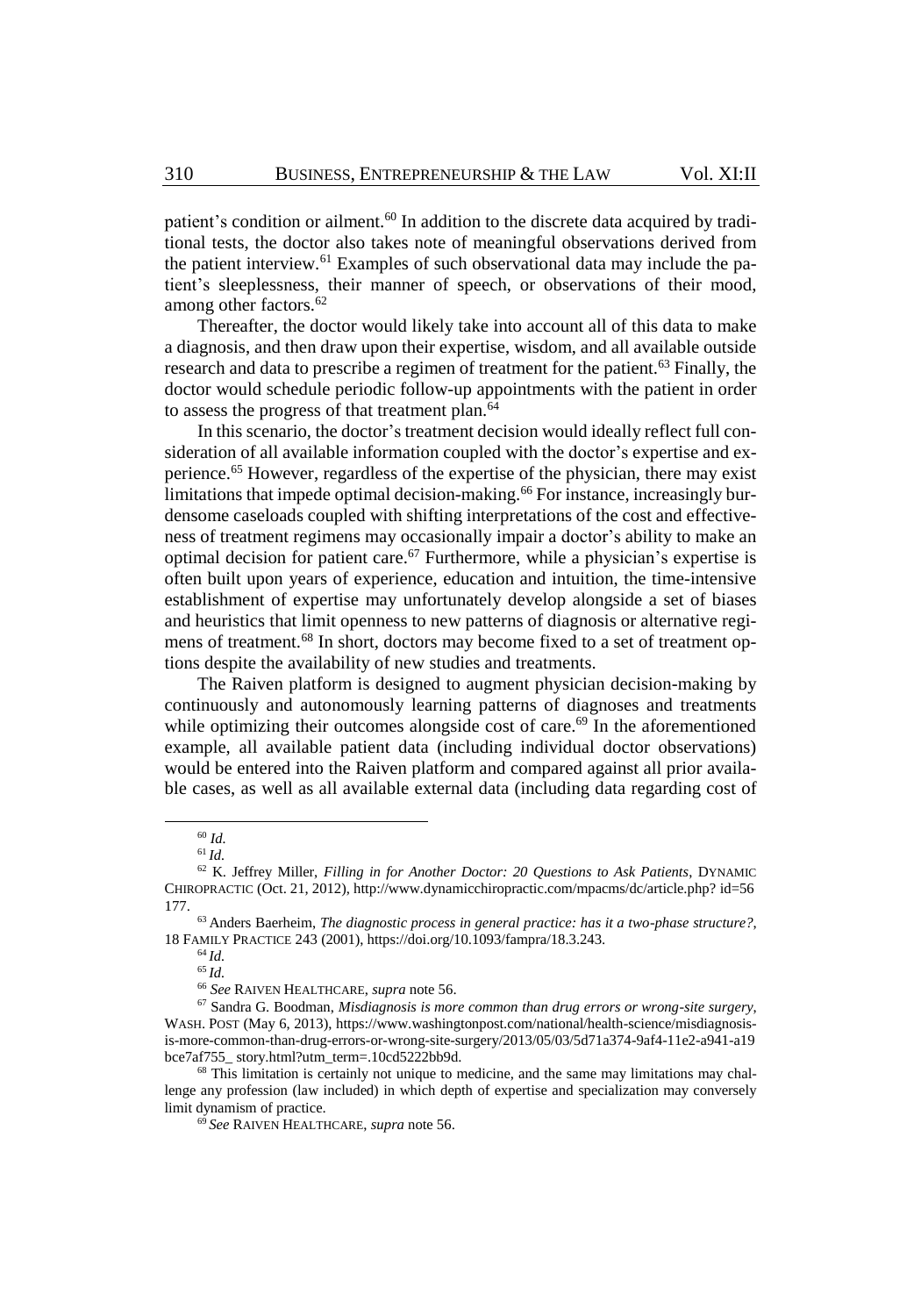patient's condition or ailment.[60] In addition to the discrete data acquired by traditional tests, the doctor also takes note of meaningful observations derived from the patient interview.[61] Examples of such observational data may include the patient's sleeplessness, their manner of speech, or observations of their mood, among other factors.[62]

Thereafter, the doctor would likely take into account all of this data to make a diagnosis, and then draw upon their expertise, wisdom, and all available outside research and data to prescribe a regimen of treatment for the patient.[63] Finally, the doctor would schedule periodic follow-up appointments with the patient in order to assess the progress of that treatment plan.[64]

In this scenario, the doctor's treatment decision would ideally reflect full consideration of all available information coupled with the doctor's expertise and experience.[65] However, regardless of the expertise of the physician, there may exist limitations that impede optimal decision-making.[66] For instance, increasingly burdensome caseloads coupled with shifting interpretations of the cost and effectiveness of treatment regimens may occasionally impair a doctor's ability to make an optimal decision for patient care.[67] Furthermore, while a physician's expertise is often built upon years of experience, education and intuition, the time-intensive establishment of expertise may unfortunately develop alongside a set of biases and heuristics that limit openness to new patterns of diagnosis or alternative regimens of treatment.[68] In short, doctors may become fixed to a set of treatment options despite the availability of new studies and treatments.

The Raiven platform is designed to augment physician decision-making by continuously and autonomously learning patterns of diagnoses and treatments while optimizing their outcomes alongside cost of care.[69] In the aforementioned example, all available patient data (including individual doctor observations) would be entered into the Raiven platform and compared against all prior available cases, as well as all available external data (including data regarding cost of

---

[60] *Id.*

[61] *Id.*

[62] K. Jeffrey Miller, *Filling in for Another Doctor: 20 Questions to Ask Patients*, DYNAMIC CHIROPRACTIC (Oct. 21, 2012), http://www.dynamicchiropractic.com/mpacms/dc/article.php? id=56177.

[63] Anders Baerheim, *The diagnostic process in general practice: has it a two-phase structure?*, 18 FAMILY PRACTICE 243 (2001), https://doi.org/10.1093/fampra/18.3.243.

[64] *Id.*

[65] *Id.*

[66] *See* RAIVEN HEALTHCARE, *supra* note 56.

[67] Sandra G. Boodman, *Misdiagnosis is more common than drug errors or wrong-site surgery*, WASH. POST (May 6, 2013), https://www.washingtonpost.com/national/health-science/misdiagnosis-is-more-common-than-drug-errors-or-wrong-site-surgery/2013/05/03/5d71a374-9af4-11e2-a941-a19bce7af755_ story.html?utm_term=.10cd5222bb9d.

[68] This limitation is certainly not unique to medicine, and the same may limitations may challenge any profession (law included) in which depth of expertise and specialization may conversely limit dynamism of practice.

[69] *See* RAIVEN HEALTHCARE, *supra* note 56.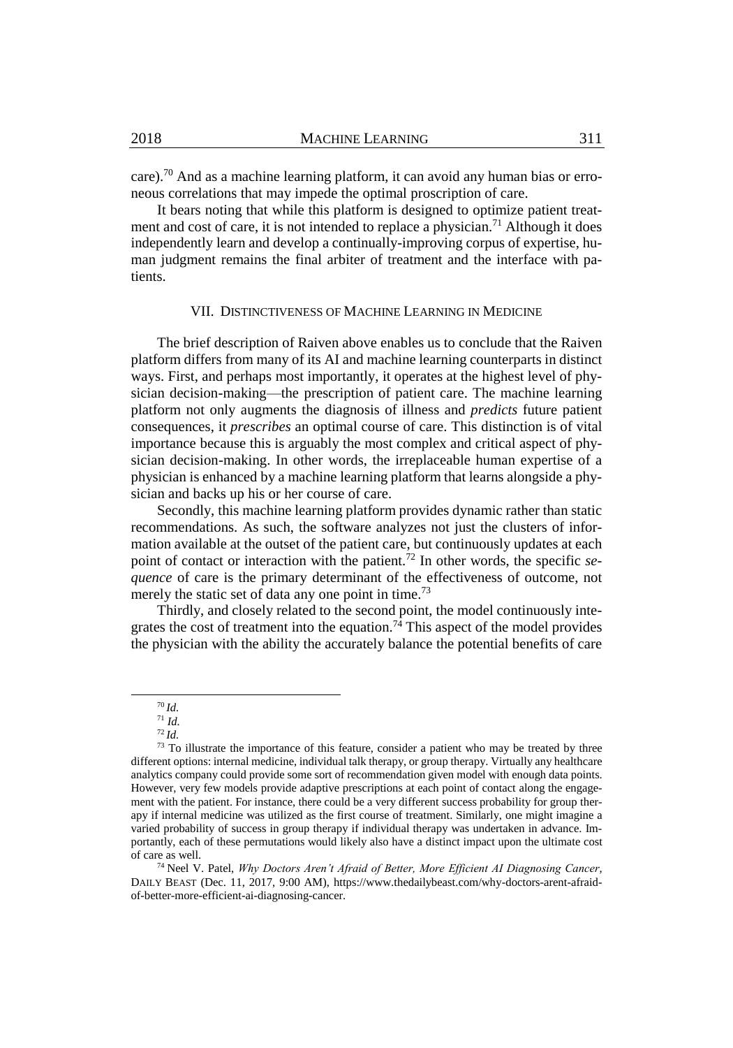care).[70] And as a machine learning platform, it can avoid any human bias or erroneous correlations that may impede the optimal proscription of care.

It bears noting that while this platform is designed to optimize patient treatment and cost of care, it is not intended to replace a physician.[71] Although it does independently learn and develop a continually-improving corpus of expertise, human judgment remains the final arbiter of treatment and the interface with patients.

## VII. Distinctiveness of Machine Learning in Medicine

The brief description of Raiven above enables us to conclude that the Raiven platform differs from many of its AI and machine learning counterparts in distinct ways. First, and perhaps most importantly, it operates at the highest level of physician decision-making—the prescription of patient care. The machine learning platform not only augments the diagnosis of illness and *predicts* future patient consequences, it *prescribes* an optimal course of care. This distinction is of vital importance because this is arguably the most complex and critical aspect of physician decision-making. In other words, the irreplaceable human expertise of a physician is enhanced by a machine learning platform that learns alongside a physician and backs up his or her course of care.

Secondly, this machine learning platform provides dynamic rather than static recommendations. As such, the software analyzes not just the clusters of information available at the outset of the patient care, but continuously updates at each point of contact or interaction with the patient.[72] In other words, the specific *sequence* of care is the primary determinant of the effectiveness of outcome, not merely the static set of data any one point in time.[73]

Thirdly, and closely related to the second point, the model continuously integrates the cost of treatment into the equation.[74] This aspect of the model provides the physician with the ability the accurately balance the potential benefits of care

---

[70] *Id.*

[71] *Id.*

[72] *Id.*

[73] To illustrate the importance of this feature, consider a patient who may be treated by three different options: internal medicine, individual talk therapy, or group therapy. Virtually any healthcare analytics company could provide some sort of recommendation given model with enough data points. However, very few models provide adaptive prescriptions at each point of contact along the engagement with the patient. For instance, there could be a very different success probability for group therapy if internal medicine was utilized as the first course of treatment. Similarly, one might imagine a varied probability of success in group therapy if individual therapy was undertaken in advance. Importantly, each of these permutations would likely also have a distinct impact upon the ultimate cost of care as well.

[74] Neel V. Patel, *Why Doctors Aren't Afraid of Better, More Efficient AI Diagnosing Cancer*, DAILY BEAST (Dec. 11, 2017, 9:00 AM), https://www.thedailybeast.com/why-doctors-arent-afraid-of-better-more-efficient-ai-diagnosing-cancer.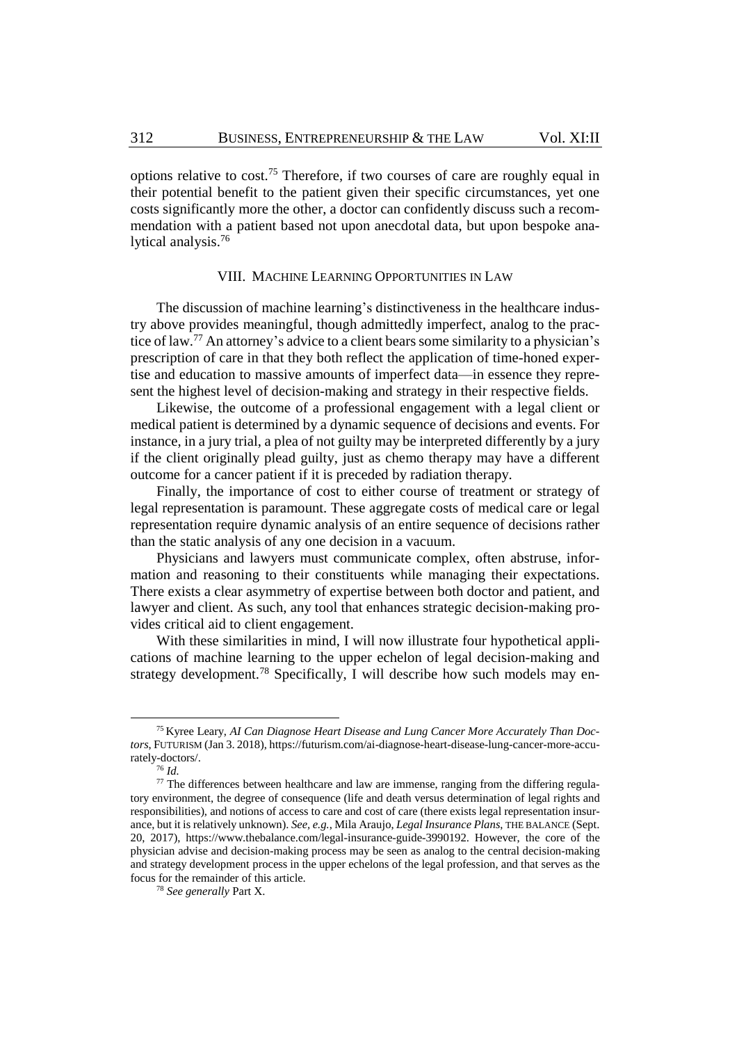options relative to cost.[75] Therefore, if two courses of care are roughly equal in their potential benefit to the patient given their specific circumstances, yet one costs significantly more the other, a doctor can confidently discuss such a recommendation with a patient based not upon anecdotal data, but upon bespoke analytical analysis.[76]

## VIII. MACHINE LEARNING OPPORTUNITIES IN LAW

The discussion of machine learning's distinctiveness in the healthcare industry above provides meaningful, though admittedly imperfect, analog to the practice of law.[77] An attorney's advice to a client bears some similarity to a physician's prescription of care in that they both reflect the application of time-honed expertise and education to massive amounts of imperfect data—in essence they represent the highest level of decision-making and strategy in their respective fields.

Likewise, the outcome of a professional engagement with a legal client or medical patient is determined by a dynamic sequence of decisions and events. For instance, in a jury trial, a plea of not guilty may be interpreted differently by a jury if the client originally plead guilty, just as chemo therapy may have a different outcome for a cancer patient if it is preceded by radiation therapy.

Finally, the importance of cost to either course of treatment or strategy of legal representation is paramount. These aggregate costs of medical care or legal representation require dynamic analysis of an entire sequence of decisions rather than the static analysis of any one decision in a vacuum.

Physicians and lawyers must communicate complex, often abstruse, information and reasoning to their constituents while managing their expectations. There exists a clear asymmetry of expertise between both doctor and patient, and lawyer and client. As such, any tool that enhances strategic decision-making provides critical aid to client engagement.

With these similarities in mind, I will now illustrate four hypothetical applications of machine learning to the upper echelon of legal decision-making and strategy development.[78] Specifically, I will describe how such models may en-

---

[75] Kyree Leary, *AI Can Diagnose Heart Disease and Lung Cancer More Accurately Than Doctors*, FUTURISM (Jan 3. 2018), https://futurism.com/ai-diagnose-heart-disease-lung-cancer-more-accurately-doctors/.

[76] *Id.*

[77] The differences between healthcare and law are immense, ranging from the differing regulatory environment, the degree of consequence (life and death versus determination of legal rights and responsibilities), and notions of access to care and cost of care (there exists legal representation insurance, but it is relatively unknown). *See, e.g.*, Mila Araujo, *Legal Insurance Plans*, THE BALANCE (Sept. 20, 2017), https://www.thebalance.com/legal-insurance-guide-3990192. However, the core of the physician advise and decision-making process may be seen as analog to the central decision-making and strategy development process in the upper echelons of the legal profession, and that serves as the focus for the remainder of this article.

[78] *See generally* Part X.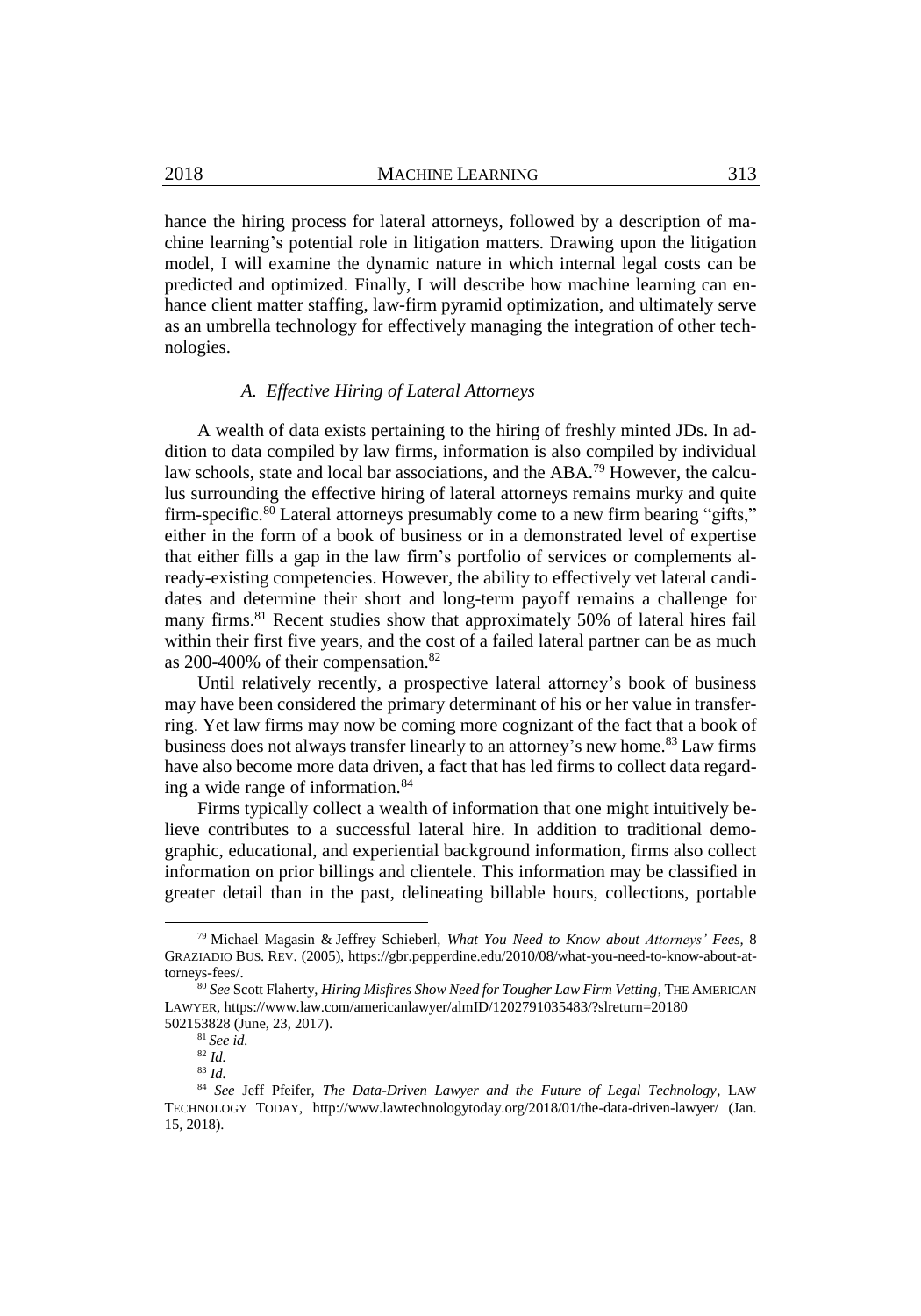hance the hiring process for lateral attorneys, followed by a description of machine learning's potential role in litigation matters. Drawing upon the litigation model, I will examine the dynamic nature in which internal legal costs can be predicted and optimized. Finally, I will describe how machine learning can enhance client matter staffing, law-firm pyramid optimization, and ultimately serve as an umbrella technology for effectively managing the integration of other technologies.

### *A. Effective Hiring of Lateral Attorneys*

A wealth of data exists pertaining to the hiring of freshly minted JDs. In addition to data compiled by law firms, information is also compiled by individual law schools, state and local bar associations, and the ABA.[79] However, the calculus surrounding the effective hiring of lateral attorneys remains murky and quite firm-specific.[80] Lateral attorneys presumably come to a new firm bearing "gifts," either in the form of a book of business or in a demonstrated level of expertise that either fills a gap in the law firm's portfolio of services or complements already-existing competencies. However, the ability to effectively vet lateral candidates and determine their short and long-term payoff remains a challenge for many firms.[81] Recent studies show that approximately 50% of lateral hires fail within their first five years, and the cost of a failed lateral partner can be as much as 200-400% of their compensation.[82]

Until relatively recently, a prospective lateral attorney's book of business may have been considered the primary determinant of his or her value in transferring. Yet law firms may now be coming more cognizant of the fact that a book of business does not always transfer linearly to an attorney's new home.[83] Law firms have also become more data driven, a fact that has led firms to collect data regarding a wide range of information.[84]

Firms typically collect a wealth of information that one might intuitively believe contributes to a successful lateral hire. In addition to traditional demographic, educational, and experiential background information, firms also collect information on prior billings and clientele. This information may be classified in greater detail than in the past, delineating billable hours, collections, portable

---

[79] Michael Magasin & Jeffrey Schieberl, *What You Need to Know about Attorneys' Fees*, 8 GRAZIADIO BUS. REV. (2005), https://gbr.pepperdine.edu/2010/08/what-you-need-to-know-about-attorneys-fees/.

[80] *See* Scott Flaherty, *Hiring Misfires Show Need for Tougher Law Firm Vetting*, THE AMERICAN LAWYER, https://www.law.com/americanlawyer/almID/1202791035483/?slreturn=20180502153828 (June, 23, 2017).

[81] *See id.*

[82] *Id.*

[83] *Id.*

[84] *See* Jeff Pfeifer, *The Data-Driven Lawyer and the Future of Legal Technology*, LAW TECHNOLOGY TODAY, http://www.lawtechnologytoday.org/2018/01/the-data-driven-lawyer/ (Jan. 15, 2018).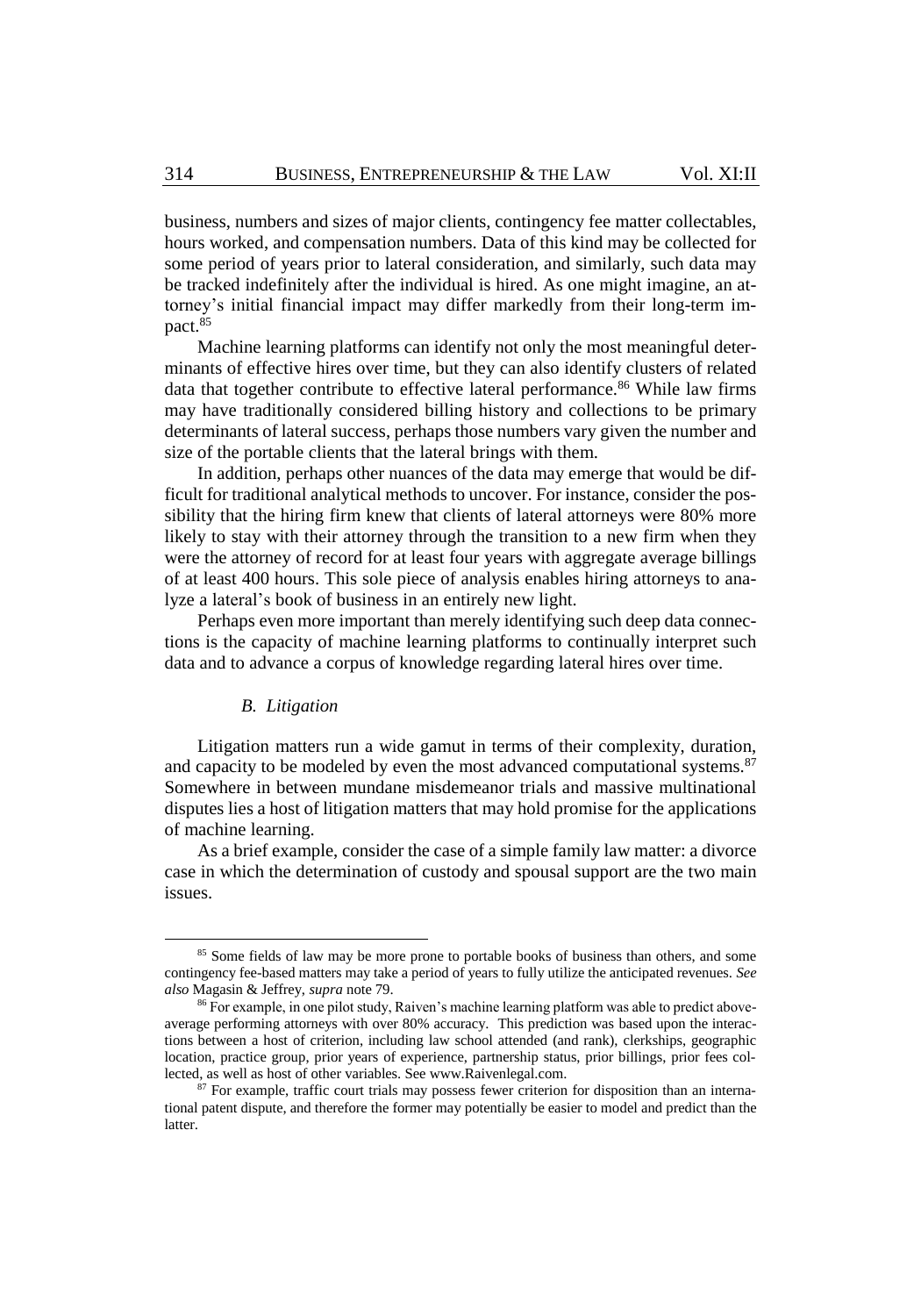business, numbers and sizes of major clients, contingency fee matter collectables, hours worked, and compensation numbers. Data of this kind may be collected for some period of years prior to lateral consideration, and similarly, such data may be tracked indefinitely after the individual is hired. As one might imagine, an attorney's initial financial impact may differ markedly from their long-term impact.[85]

Machine learning platforms can identify not only the most meaningful determinants of effective hires over time, but they can also identify clusters of related data that together contribute to effective lateral performance.[86] While law firms may have traditionally considered billing history and collections to be primary determinants of lateral success, perhaps those numbers vary given the number and size of the portable clients that the lateral brings with them.

In addition, perhaps other nuances of the data may emerge that would be difficult for traditional analytical methods to uncover. For instance, consider the possibility that the hiring firm knew that clients of lateral attorneys were 80% more likely to stay with their attorney through the transition to a new firm when they were the attorney of record for at least four years with aggregate average billings of at least 400 hours. This sole piece of analysis enables hiring attorneys to analyze a lateral's book of business in an entirely new light.

Perhaps even more important than merely identifying such deep data connections is the capacity of machine learning platforms to continually interpret such data and to advance a corpus of knowledge regarding lateral hires over time.

### *B. Litigation*

Litigation matters run a wide gamut in terms of their complexity, duration, and capacity to be modeled by even the most advanced computational systems.[87] Somewhere in between mundane misdemeanor trials and massive multinational disputes lies a host of litigation matters that may hold promise for the applications of machine learning.

As a brief example, consider the case of a simple family law matter: a divorce case in which the determination of custody and spousal support are the two main issues.

---

[85] Some fields of law may be more prone to portable books of business than others, and some contingency fee-based matters may take a period of years to fully utilize the anticipated revenues. *See also* Magasin & Jeffrey, *supra* note 79.

[86] For example, in one pilot study, Raiven's machine learning platform was able to predict above-average performing attorneys with over 80% accuracy. This prediction was based upon the interactions between a host of criterion, including law school attended (and rank), clerkships, geographic location, practice group, prior years of experience, partnership status, prior billings, prior fees collected, as well as host of other variables. See www.Raivenlegal.com.

[87] For example, traffic court trials may possess fewer criterion for disposition than an international patent dispute, and therefore the former may potentially be easier to model and predict than the latter.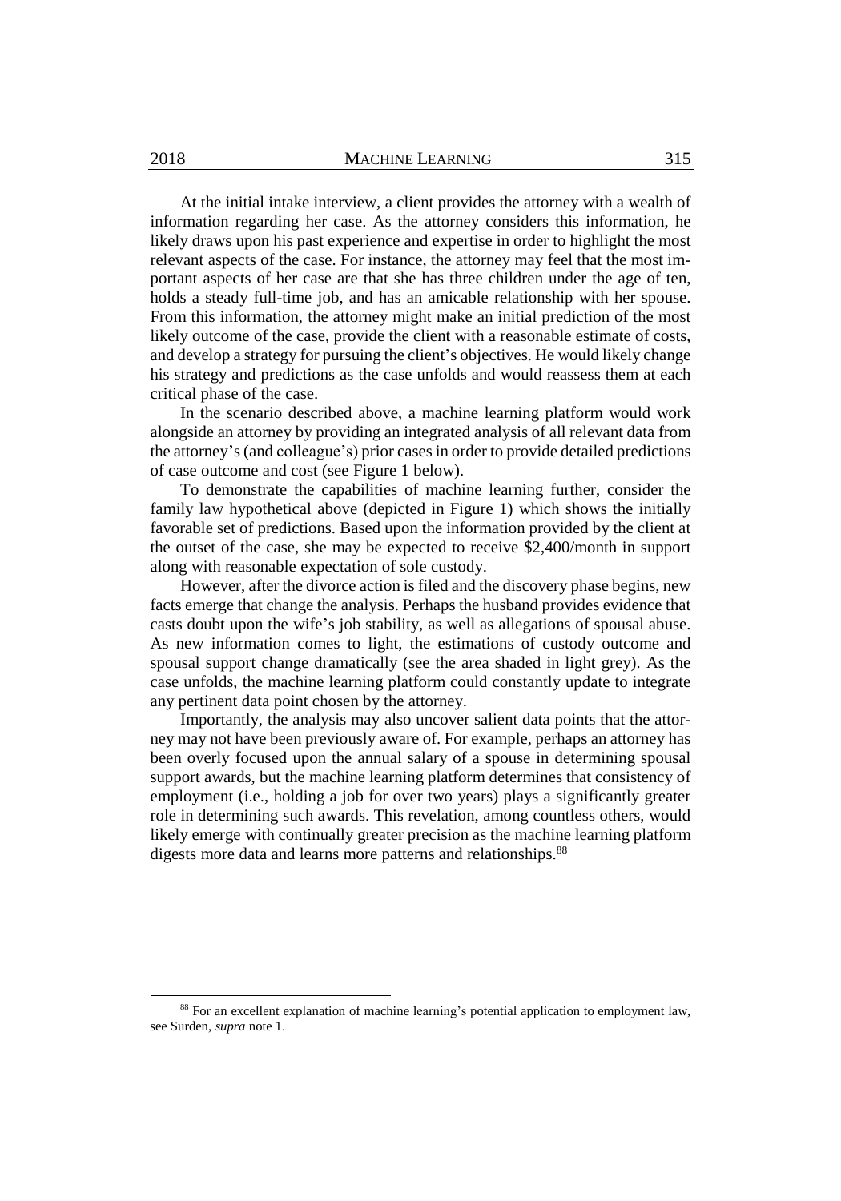At the initial intake interview, a client provides the attorney with a wealth of information regarding her case. As the attorney considers this information, he likely draws upon his past experience and expertise in order to highlight the most relevant aspects of the case. For instance, the attorney may feel that the most important aspects of her case are that she has three children under the age of ten, holds a steady full-time job, and has an amicable relationship with her spouse. From this information, the attorney might make an initial prediction of the most likely outcome of the case, provide the client with a reasonable estimate of costs, and develop a strategy for pursuing the client's objectives. He would likely change his strategy and predictions as the case unfolds and would reassess them at each critical phase of the case.

In the scenario described above, a machine learning platform would work alongside an attorney by providing an integrated analysis of all relevant data from the attorney's (and colleague's) prior cases in order to provide detailed predictions of case outcome and cost (see Figure 1 below).

To demonstrate the capabilities of machine learning further, consider the family law hypothetical above (depicted in Figure 1) which shows the initially favorable set of predictions. Based upon the information provided by the client at the outset of the case, she may be expected to receive $2,400/month in support along with reasonable expectation of sole custody.

However, after the divorce action is filed and the discovery phase begins, new facts emerge that change the analysis. Perhaps the husband provides evidence that casts doubt upon the wife's job stability, as well as allegations of spousal abuse. As new information comes to light, the estimations of custody outcome and spousal support change dramatically (see the area shaded in light grey). As the case unfolds, the machine learning platform could constantly update to integrate any pertinent data point chosen by the attorney.

Importantly, the analysis may also uncover salient data points that the attorney may not have been previously aware of. For example, perhaps an attorney has been overly focused upon the annual salary of a spouse in determining spousal support awards, but the machine learning platform determines that consistency of employment (i.e., holding a job for over two years) plays a significantly greater role in determining such awards. This revelation, among countless others, would likely emerge with continually greater precision as the machine learning platform digests more data and learns more patterns and relationships.[88]

---

[88] For an excellent explanation of machine learning's potential application to employment law, see Surden, *supra* note 1.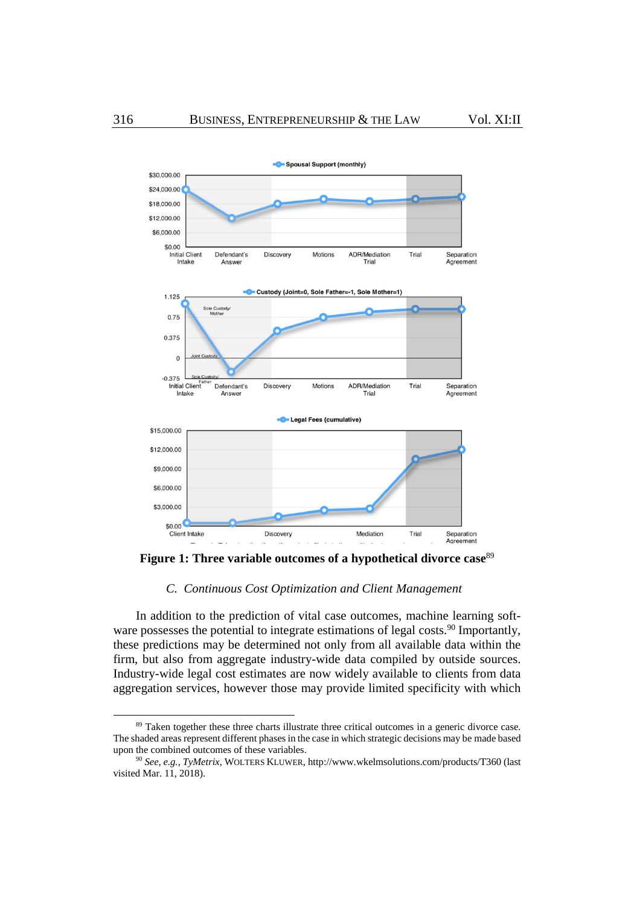**Figure 1: Three variable outcomes of a hypothetical divorce case**[89]

*C. Continuous Cost Optimization and Client Management*

In addition to the prediction of vital case outcomes, machine learning software possesses the potential to integrate estimations of legal costs.[90] Importantly, these predictions may be determined not only from all available data within the firm, but also from aggregate industry-wide data compiled by outside sources. Industry-wide legal cost estimates are now widely available to clients from data aggregation services, however those may provide limited specificity with which

---

[89] Taken together these three charts illustrate three critical outcomes in a generic divorce case. The shaded areas represent different phases in the case in which strategic decisions may be made based upon the combined outcomes of these variables.

[90] *See, e.g.*, *TyMetrix*, WOLTERS KLUWER, http://www.wkelmsolutions.com/products/T360 (last visited Mar. 11, 2018).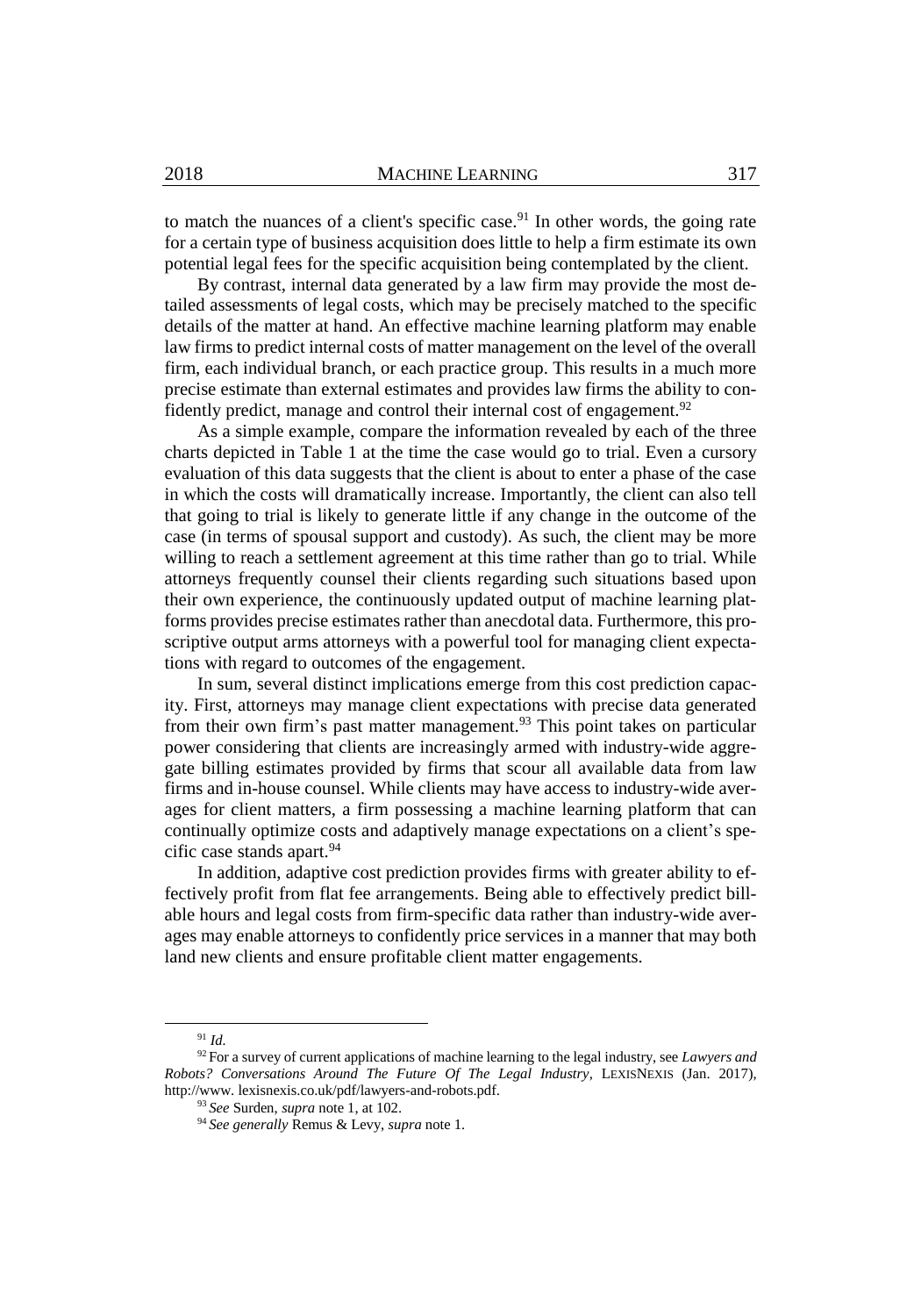to match the nuances of a client's specific case.[91] In other words, the going rate for a certain type of business acquisition does little to help a firm estimate its own potential legal fees for the specific acquisition being contemplated by the client.

By contrast, internal data generated by a law firm may provide the most detailed assessments of legal costs, which may be precisely matched to the specific details of the matter at hand. An effective machine learning platform may enable law firms to predict internal costs of matter management on the level of the overall firm, each individual branch, or each practice group. This results in a much more precise estimate than external estimates and provides law firms the ability to confidently predict, manage and control their internal cost of engagement.[92]

As a simple example, compare the information revealed by each of the three charts depicted in Table 1 at the time the case would go to trial. Even a cursory evaluation of this data suggests that the client is about to enter a phase of the case in which the costs will dramatically increase. Importantly, the client can also tell that going to trial is likely to generate little if any change in the outcome of the case (in terms of spousal support and custody). As such, the client may be more willing to reach a settlement agreement at this time rather than go to trial. While attorneys frequently counsel their clients regarding such situations based upon their own experience, the continuously updated output of machine learning platforms provides precise estimates rather than anecdotal data. Furthermore, this proscriptive output arms attorneys with a powerful tool for managing client expectations with regard to outcomes of the engagement.

In sum, several distinct implications emerge from this cost prediction capacity. First, attorneys may manage client expectations with precise data generated from their own firm's past matter management.[93] This point takes on particular power considering that clients are increasingly armed with industry-wide aggregate billing estimates provided by firms that scour all available data from law firms and in-house counsel. While clients may have access to industry-wide averages for client matters, a firm possessing a machine learning platform that can continually optimize costs and adaptively manage expectations on a client's specific case stands apart.[94]

In addition, adaptive cost prediction provides firms with greater ability to effectively profit from flat fee arrangements. Being able to effectively predict billable hours and legal costs from firm-specific data rather than industry-wide averages may enable attorneys to confidently price services in a manner that may both land new clients and ensure profitable client matter engagements.

---

[91] *Id.*

[92] For a survey of current applications of machine learning to the legal industry, see *Lawyers and Robots? Conversations Around The Future Of The Legal Industry*, LEXISNEXIS (Jan. 2017), http://www. lexisnexis.co.uk/pdf/lawyers-and-robots.pdf.

[93] *See* Surden, *supra* note 1, at 102.

[94] *See generally* Remus & Levy, *supra* note 1.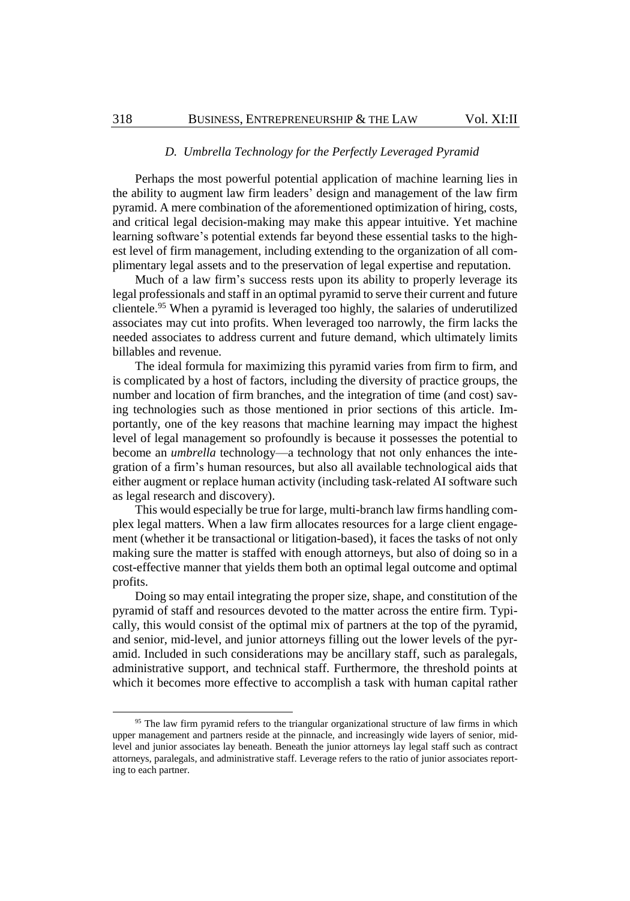### *D. Umbrella Technology for the Perfectly Leveraged Pyramid*

Perhaps the most powerful potential application of machine learning lies in the ability to augment law firm leaders' design and management of the law firm pyramid. A mere combination of the aforementioned optimization of hiring, costs, and critical legal decision-making may make this appear intuitive. Yet machine learning software's potential extends far beyond these essential tasks to the highest level of firm management, including extending to the organization of all complimentary legal assets and to the preservation of legal expertise and reputation.

Much of a law firm's success rests upon its ability to properly leverage its legal professionals and staff in an optimal pyramid to serve their current and future clientele.[95] When a pyramid is leveraged too highly, the salaries of underutilized associates may cut into profits. When leveraged too narrowly, the firm lacks the needed associates to address current and future demand, which ultimately limits billables and revenue.

The ideal formula for maximizing this pyramid varies from firm to firm, and is complicated by a host of factors, including the diversity of practice groups, the number and location of firm branches, and the integration of time (and cost) saving technologies such as those mentioned in prior sections of this article. Importantly, one of the key reasons that machine learning may impact the highest level of legal management so profoundly is because it possesses the potential to become an *umbrella* technology—a technology that not only enhances the integration of a firm's human resources, but also all available technological aids that either augment or replace human activity (including task-related AI software such as legal research and discovery).

This would especially be true for large, multi-branch law firms handling complex legal matters. When a law firm allocates resources for a large client engagement (whether it be transactional or litigation-based), it faces the tasks of not only making sure the matter is staffed with enough attorneys, but also of doing so in a cost-effective manner that yields them both an optimal legal outcome and optimal profits.

Doing so may entail integrating the proper size, shape, and constitution of the pyramid of staff and resources devoted to the matter across the entire firm. Typically, this would consist of the optimal mix of partners at the top of the pyramid, and senior, mid-level, and junior attorneys filling out the lower levels of the pyramid. Included in such considerations may be ancillary staff, such as paralegals, administrative support, and technical staff. Furthermore, the threshold points at which it becomes more effective to accomplish a task with human capital rather

[95] The law firm pyramid refers to the triangular organizational structure of law firms in which upper management and partners reside at the pinnacle, and increasingly wide layers of senior, mid-level and junior associates lay beneath. Beneath the junior attorneys lay legal staff such as contract attorneys, paralegals, and administrative staff. Leverage refers to the ratio of junior associates reporting to each partner.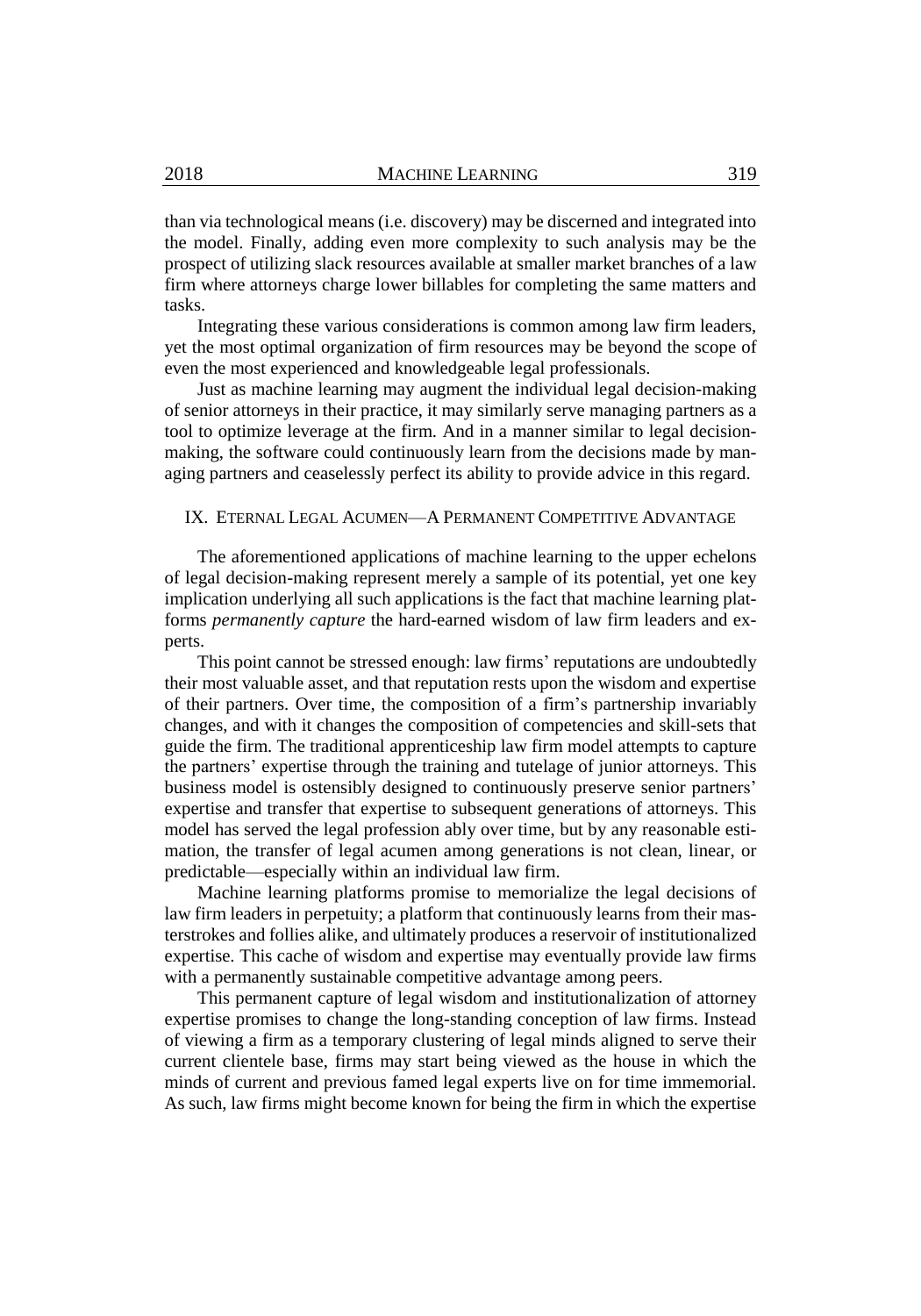than via technological means (i.e. discovery) may be discerned and integrated into the model. Finally, adding even more complexity to such analysis may be the prospect of utilizing slack resources available at smaller market branches of a law firm where attorneys charge lower billables for completing the same matters and tasks.

Integrating these various considerations is common among law firm leaders, yet the most optimal organization of firm resources may be beyond the scope of even the most experienced and knowledgeable legal professionals.

Just as machine learning may augment the individual legal decision-making of senior attorneys in their practice, it may similarly serve managing partners as a tool to optimize leverage at the firm. And in a manner similar to legal decision-making, the software could continuously learn from the decisions made by managing partners and ceaselessly perfect its ability to provide advice in this regard.

## IX. ETERNAL LEGAL ACUMEN—A PERMANENT COMPETITIVE ADVANTAGE

The aforementioned applications of machine learning to the upper echelons of legal decision-making represent merely a sample of its potential, yet one key implication underlying all such applications is the fact that machine learning platforms *permanently capture* the hard-earned wisdom of law firm leaders and experts.

This point cannot be stressed enough: law firms' reputations are undoubtedly their most valuable asset, and that reputation rests upon the wisdom and expertise of their partners. Over time, the composition of a firm's partnership invariably changes, and with it changes the composition of competencies and skill-sets that guide the firm. The traditional apprenticeship law firm model attempts to capture the partners' expertise through the training and tutelage of junior attorneys. This business model is ostensibly designed to continuously preserve senior partners' expertise and transfer that expertise to subsequent generations of attorneys. This model has served the legal profession ably over time, but by any reasonable estimation, the transfer of legal acumen among generations is not clean, linear, or predictable—especially within an individual law firm.

Machine learning platforms promise to memorialize the legal decisions of law firm leaders in perpetuity; a platform that continuously learns from their masterstrokes and follies alike, and ultimately produces a reservoir of institutionalized expertise. This cache of wisdom and expertise may eventually provide law firms with a permanently sustainable competitive advantage among peers.

This permanent capture of legal wisdom and institutionalization of attorney expertise promises to change the long-standing conception of law firms. Instead of viewing a firm as a temporary clustering of legal minds aligned to serve their current clientele base, firms may start being viewed as the house in which the minds of current and previous famed legal experts live on for time immemorial. As such, law firms might become known for being the firm in which the expertise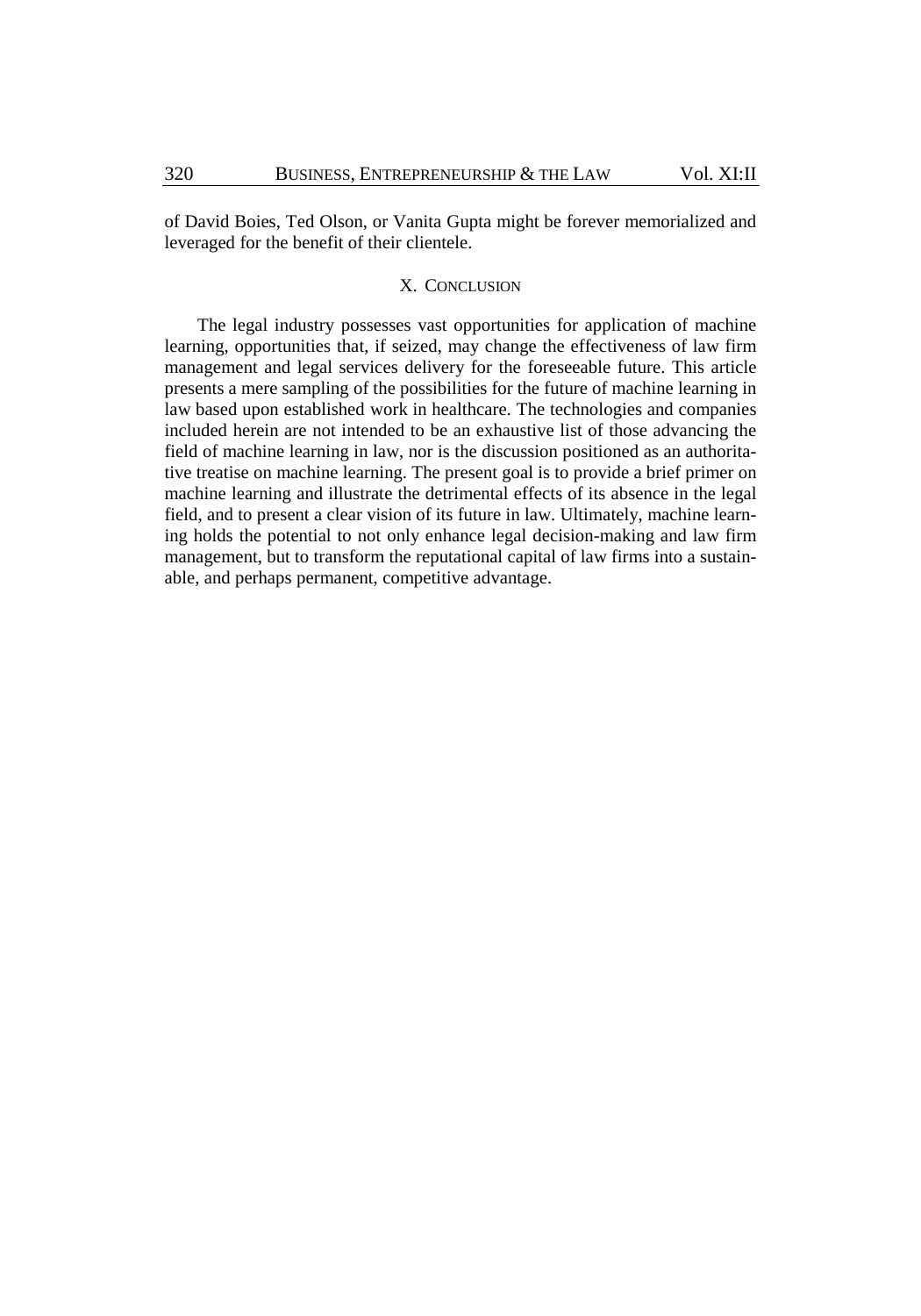of David Boies, Ted Olson, or Vanita Gupta might be forever memorialized and leveraged for the benefit of their clientele.

## X. CONCLUSION

The legal industry possesses vast opportunities for application of machine learning, opportunities that, if seized, may change the effectiveness of law firm management and legal services delivery for the foreseeable future. This article presents a mere sampling of the possibilities for the future of machine learning in law based upon established work in healthcare. The technologies and companies included herein are not intended to be an exhaustive list of those advancing the field of machine learning in law, nor is the discussion positioned as an authoritative treatise on machine learning. The present goal is to provide a brief primer on machine learning and illustrate the detrimental effects of its absence in the legal field, and to present a clear vision of its future in law. Ultimately, machine learning holds the potential to not only enhance legal decision-making and law firm management, but to transform the reputational capital of law firms into a sustainable, and perhaps permanent, competitive advantage.